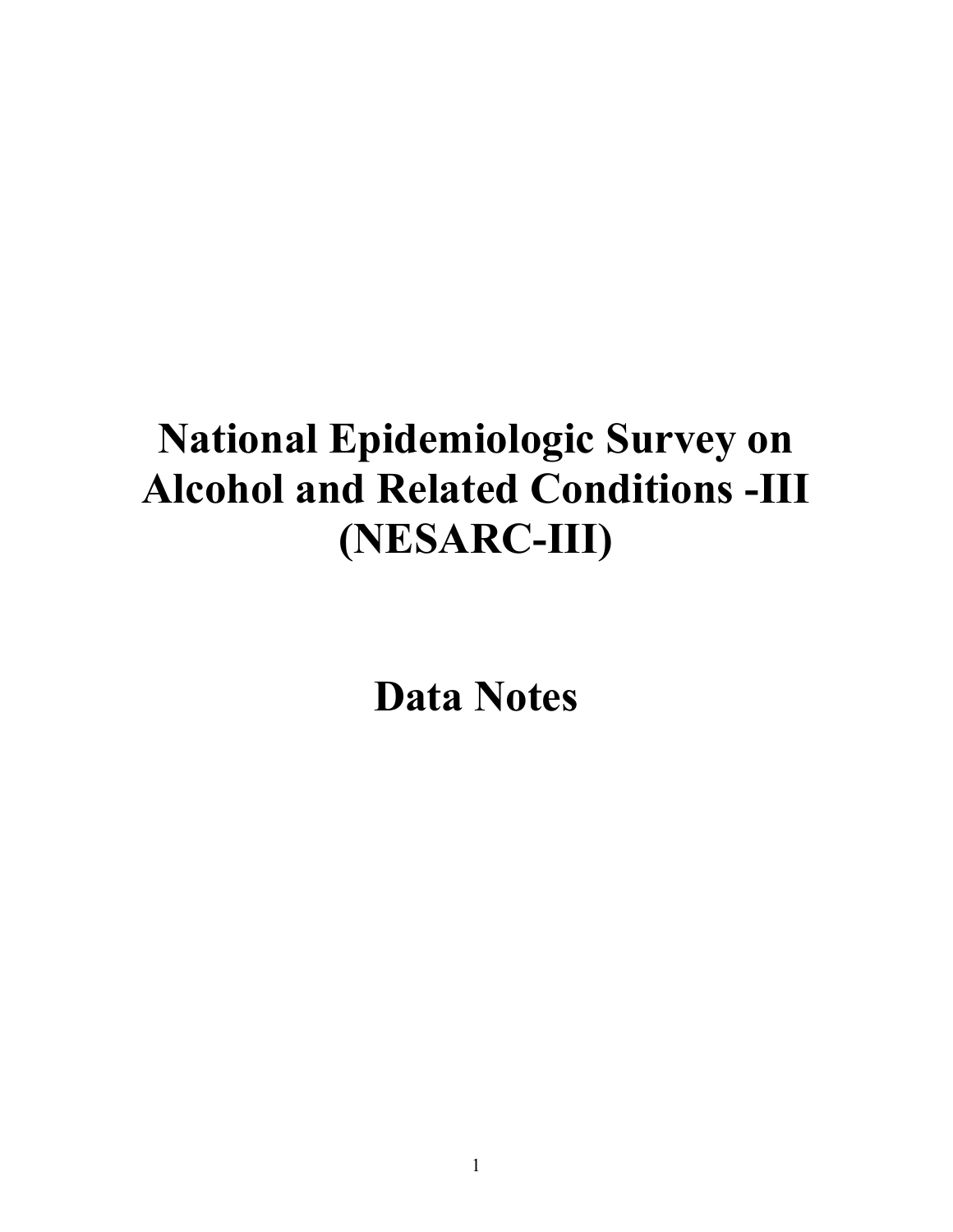# National Epidemiologic Survey on Alcohol and Related Conditions -III (NESARC-III)

# Data Notes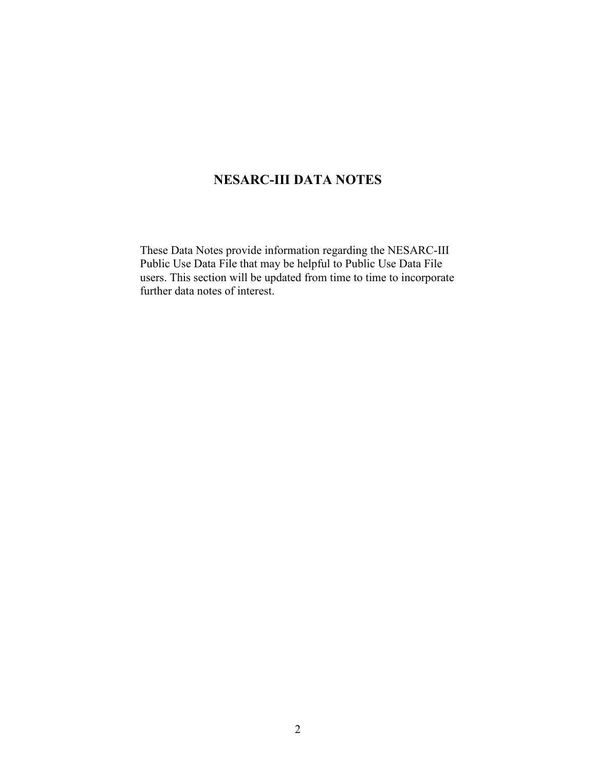# NESARC-III DATA NOTES

These Data Notes provide information regarding the NESARC-III Public Use Data File that may be helpful to Public Use Data File users. This section will be updated from time to time to incorporate further data notes of interest.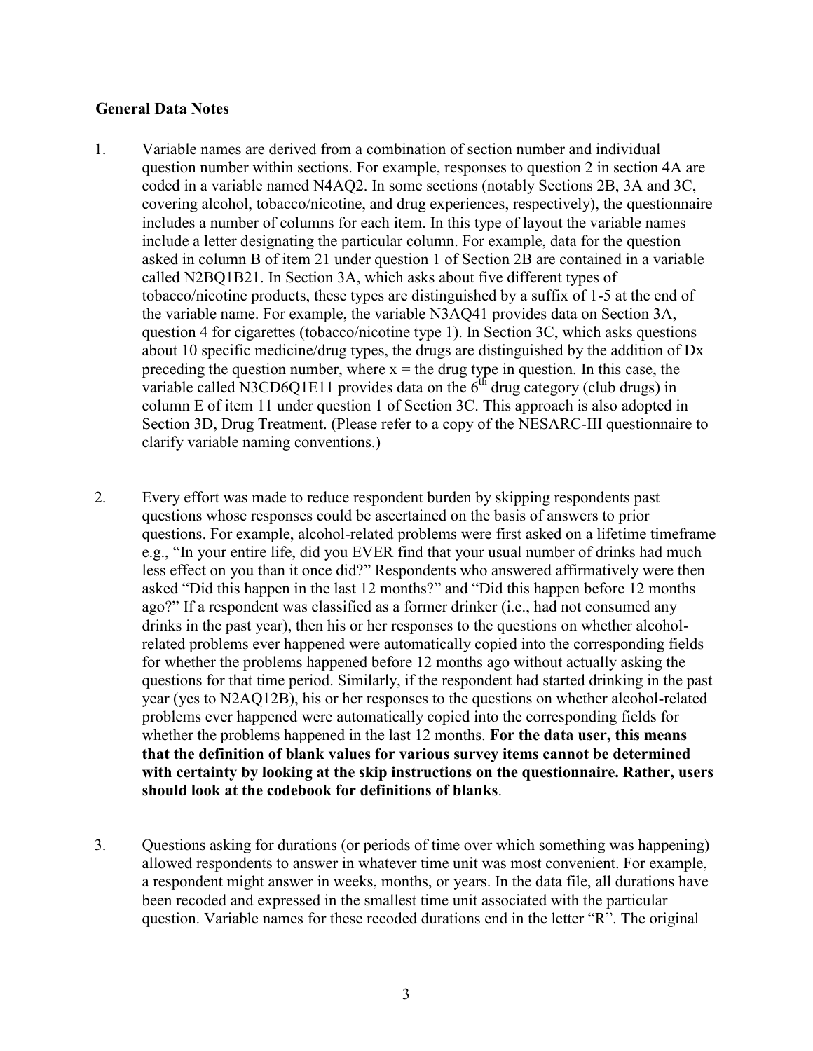**General Data Notes**

1. Variable names are derived from a combination of section number and individual question number within sections. For example, responses to question 2 in section 4A are coded in a variable named N4AQ2. In some sections (notably Sections 2B, 3A and 3C, covering alcohol, tobacco/nicotine, and drug experiences, respectively), the questionnaire includes a number of columns for each item. In this type of layout the variable names include a letter designating the particular column. For example, data for the question asked in column B of item 21 under question 1 of Section 2B are contained in a variable called N2BQ1B21. In Section 3A, which asks about five different types of tobacco/nicotine products, these types are distinguished by a suffix of 1-5 at the end of the variable name. For example, the variable N3AQ41 provides data on Section 3A, question 4 for cigarettes (tobacco/nicotine type 1). In Section 3C, which asks questions about 10 specific medicine/drug types, the drugs are distinguished by the addition of Dx preceding the question number, where x = the drug type in question. In this case, the variable called N3CD6Q1E11 provides data on the 6th drug category (club drugs) in column E of item 11 under question 1 of Section 3C. This approach is also adopted in Section 3D, Drug Treatment. (Please refer to a copy of the NESARC-III questionnaire to clarify variable naming conventions.)

2. Every effort was made to reduce respondent burden by skipping respondents past questions whose responses could be ascertained on the basis of answers to prior questions. For example, alcohol-related problems were first asked on a lifetime timeframe e.g., "In your entire life, did you EVER find that your usual number of drinks had much less effect on you than it once did?" Respondents who answered affirmatively were then asked "Did this happen in the last 12 months?" and "Did this happen before 12 months ago?" If a respondent was classified as a former drinker (i.e., had not consumed any drinks in the past year), then his or her responses to the questions on whether alcohol-related problems ever happened were automatically copied into the corresponding fields for whether the problems happened before 12 months ago without actually asking the questions for that time period. Similarly, if the respondent had started drinking in the past year (yes to N2AQ12B), his or her responses to the questions on whether alcohol-related problems ever happened were automatically copied into the corresponding fields for whether the problems happened in the last 12 months. **For the data user, this means that the definition of blank values for various survey items cannot be determined with certainty by looking at the skip instructions on the questionnaire. Rather, users should look at the codebook for definitions of blanks**.

3. Questions asking for durations (or periods of time over which something was happening) allowed respondents to answer in whatever time unit was most convenient. For example, a respondent might answer in weeks, months, or years. In the data file, all durations have been recoded and expressed in the smallest time unit associated with the particular question. Variable names for these recoded durations end in the letter "R". The original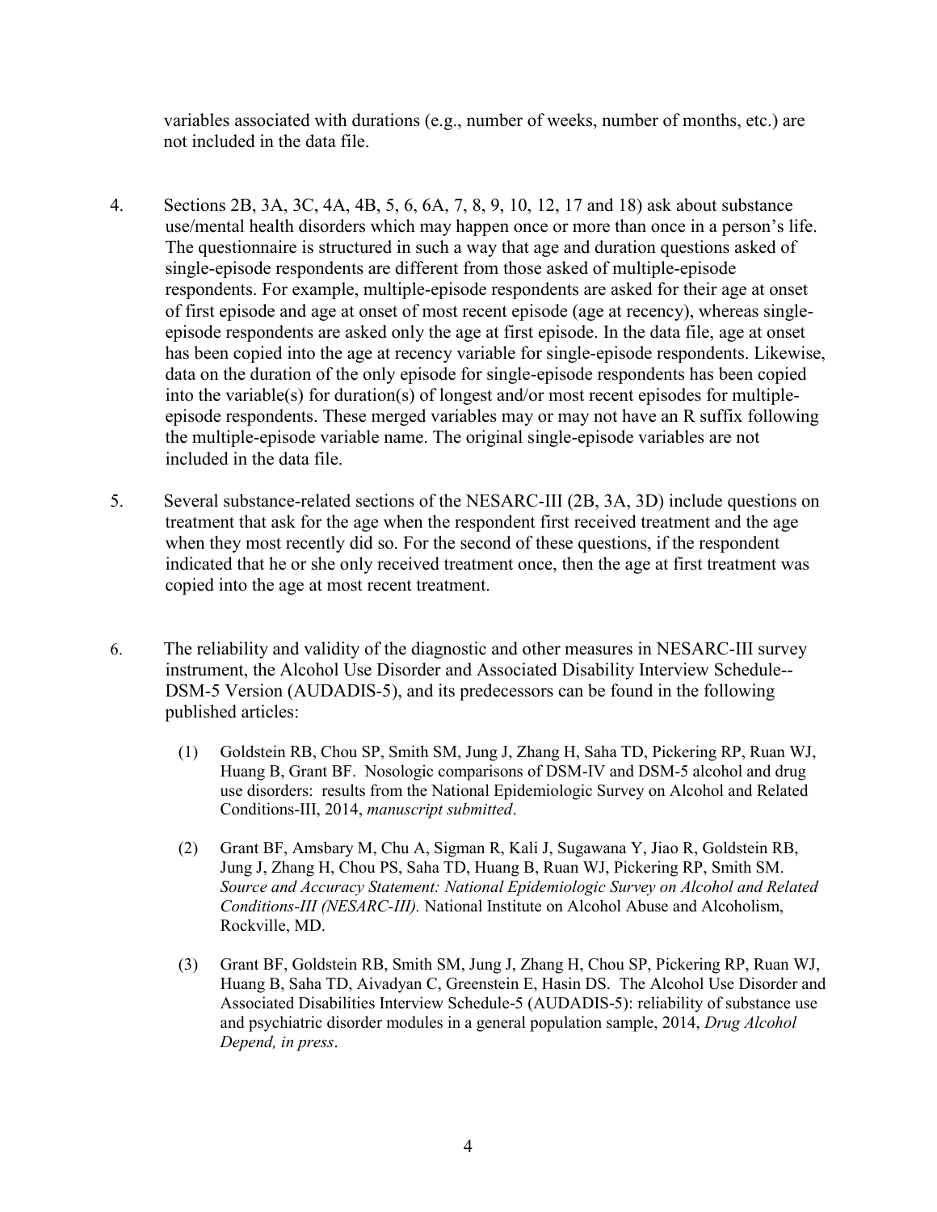variables associated with durations (e.g., number of weeks, number of months, etc.) are not included in the data file.

4. Sections 2B, 3A, 3C, 4A, 4B, 5, 6, 6A, 7, 8, 9, 10, 12, 17 and 18) ask about substance use/mental health disorders which may happen once or more than once in a person's life. The questionnaire is structured in such a way that age and duration questions asked of single-episode respondents are different from those asked of multiple-episode respondents. For example, multiple-episode respondents are asked for their age at onset of first episode and age at onset of most recent episode (age at recency), whereas single-episode respondents are asked only the age at first episode. In the data file, age at onset has been copied into the age at recency variable for single-episode respondents. Likewise, data on the duration of the only episode for single-episode respondents has been copied into the variable(s) for duration(s) of longest and/or most recent episodes for multiple-episode respondents. These merged variables may or may not have an R suffix following the multiple-episode variable name. The original single-episode variables are not included in the data file.

5. Several substance-related sections of the NESARC-III (2B, 3A, 3D) include questions on treatment that ask for the age when the respondent first received treatment and the age when they most recently did so. For the second of these questions, if the respondent indicated that he or she only received treatment once, then the age at first treatment was copied into the age at most recent treatment.

6. The reliability and validity of the diagnostic and other measures in NESARC-III survey instrument, the Alcohol Use Disorder and Associated Disability Interview Schedule--DSM-5 Version (AUDADIS-5), and its predecessors can be found in the following published articles:

   (1) Goldstein RB, Chou SP, Smith SM, Jung J, Zhang H, Saha TD, Pickering RP, Ruan WJ, Huang B, Grant BF. Nosologic comparisons of DSM-IV and DSM-5 alcohol and drug use disorders: results from the National Epidemiologic Survey on Alcohol and Related Conditions-III, 2014, *manuscript submitted*.

   (2) Grant BF, Amsbary M, Chu A, Sigman R, Kali J, Sugawana Y, Jiao R, Goldstein RB, Jung J, Zhang H, Chou PS, Saha TD, Huang B, Ruan WJ, Pickering RP, Smith SM. *Source and Accuracy Statement: National Epidemiologic Survey on Alcohol and Related Conditions-III (NESARC-III).* National Institute on Alcohol Abuse and Alcoholism, Rockville, MD.

   (3) Grant BF, Goldstein RB, Smith SM, Jung J, Zhang H, Chou SP, Pickering RP, Ruan WJ, Huang B, Saha TD, Aivadyan C, Greenstein E, Hasin DS. The Alcohol Use Disorder and Associated Disabilities Interview Schedule-5 (AUDADIS-5): reliability of substance use and psychiatric disorder modules in a general population sample, 2014, *Drug Alcohol Depend, in press*.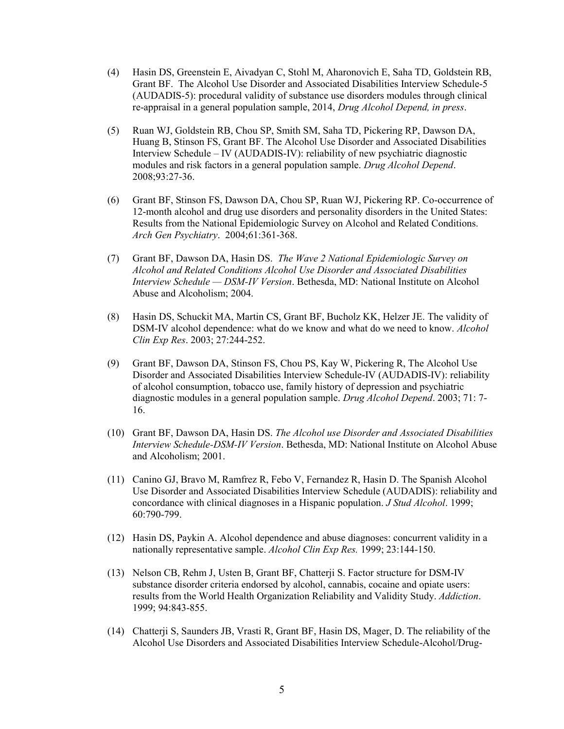(4) Hasin DS, Greenstein E, Aivadyan C, Stohl M, Aharonovich E, Saha TD, Goldstein RB, Grant BF. The Alcohol Use Disorder and Associated Disabilities Interview Schedule-5 (AUDADIS-5): procedural validity of substance use disorders modules through clinical re-appraisal in a general population sample, 2014, *Drug Alcohol Depend, in press*.

(5) Ruan WJ, Goldstein RB, Chou SP, Smith SM, Saha TD, Pickering RP, Dawson DA, Huang B, Stinson FS, Grant BF. The Alcohol Use Disorder and Associated Disabilities Interview Schedule – IV (AUDADIS-IV): reliability of new psychiatric diagnostic modules and risk factors in a general population sample. *Drug Alcohol Depend*. 2008;93:27-36.

(6) Grant BF, Stinson FS, Dawson DA, Chou SP, Ruan WJ, Pickering RP. Co-occurrence of 12-month alcohol and drug use disorders and personality disorders in the United States: Results from the National Epidemiologic Survey on Alcohol and Related Conditions. *Arch Gen Psychiatry*. 2004;61:361-368.

(7) Grant BF, Dawson DA, Hasin DS. *The Wave 2 National Epidemiologic Survey on Alcohol and Related Conditions Alcohol Use Disorder and Associated Disabilities Interview Schedule — DSM-IV Version*. Bethesda, MD: National Institute on Alcohol Abuse and Alcoholism; 2004.

(8) Hasin DS, Schuckit MA, Martin CS, Grant BF, Bucholz KK, Helzer JE. The validity of DSM-IV alcohol dependence: what do we know and what do we need to know. *Alcohol Clin Exp Res*. 2003; 27:244-252.

(9) Grant BF, Dawson DA, Stinson FS, Chou PS, Kay W, Pickering R, The Alcohol Use Disorder and Associated Disabilities Interview Schedule-IV (AUDADIS-IV): reliability of alcohol consumption, tobacco use, family history of depression and psychiatric diagnostic modules in a general population sample. *Drug Alcohol Depend*. 2003; 71: 7-16.

(10) Grant BF, Dawson DA, Hasin DS. *The Alcohol use Disorder and Associated Disabilities Interview Schedule-DSM-IV Version*. Bethesda, MD: National Institute on Alcohol Abuse and Alcoholism; 2001.

(11) Canino GJ, Bravo M, Ramfrez R, Febo V, Fernandez R, Hasin D. The Spanish Alcohol Use Disorder and Associated Disabilities Interview Schedule (AUDADIS): reliability and concordance with clinical diagnoses in a Hispanic population. *J Stud Alcohol*. 1999; 60:790-799.

(12) Hasin DS, Paykin A. Alcohol dependence and abuse diagnoses: concurrent validity in a nationally representative sample. *Alcohol Clin Exp Res.* 1999; 23:144-150.

(13) Nelson CB, Rehm J, Usten B, Grant BF, Chatterji S. Factor structure for DSM-IV substance disorder criteria endorsed by alcohol, cannabis, cocaine and opiate users: results from the World Health Organization Reliability and Validity Study. *Addiction*. 1999; 94:843-855.

(14) Chatterji S, Saunders JB, Vrasti R, Grant BF, Hasin DS, Mager, D. The reliability of the Alcohol Use Disorders and Associated Disabilities Interview Schedule-Alcohol/Drug-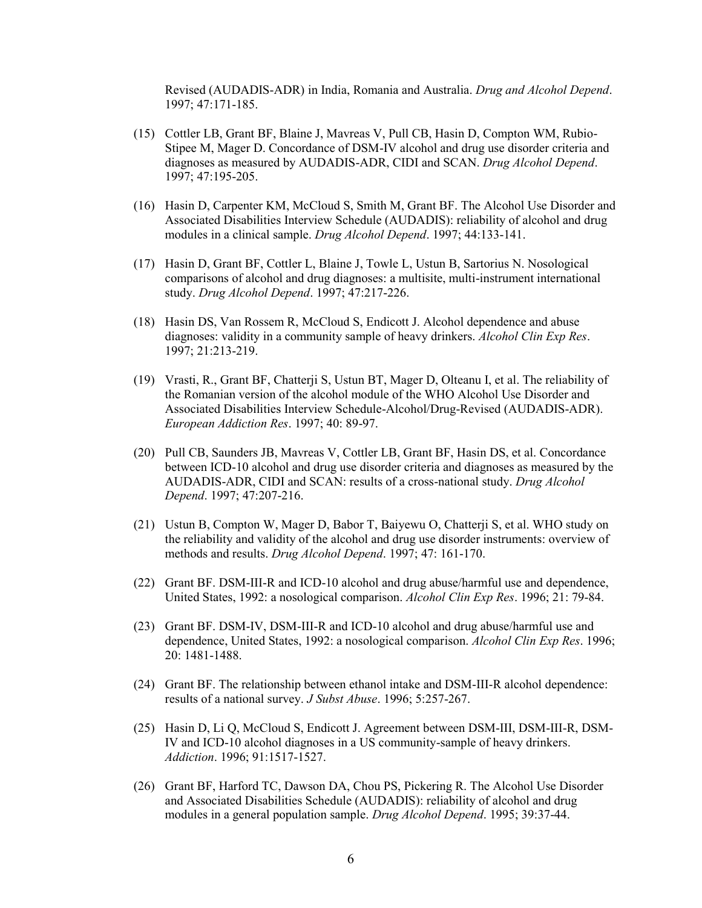Revised (AUDADIS-ADR) in India, Romania and Australia. *Drug and Alcohol Depend*. 1997; 47:171-185.

(15) Cottler LB, Grant BF, Blaine J, Mavreas V, Pull CB, Hasin D, Compton WM, Rubio-Stipee M, Mager D. Concordance of DSM-IV alcohol and drug use disorder criteria and diagnoses as measured by AUDADIS-ADR, CIDI and SCAN. *Drug Alcohol Depend*. 1997; 47:195-205.

(16) Hasin D, Carpenter KM, McCloud S, Smith M, Grant BF. The Alcohol Use Disorder and Associated Disabilities Interview Schedule (AUDADIS): reliability of alcohol and drug modules in a clinical sample. *Drug Alcohol Depend*. 1997; 44:133-141.

(17) Hasin D, Grant BF, Cottler L, Blaine J, Towle L, Ustun B, Sartorius N. Nosological comparisons of alcohol and drug diagnoses: a multisite, multi-instrument international study. *Drug Alcohol Depend*. 1997; 47:217-226.

(18) Hasin DS, Van Rossem R, McCloud S, Endicott J. Alcohol dependence and abuse diagnoses: validity in a community sample of heavy drinkers. *Alcohol Clin Exp Res*. 1997; 21:213-219.

(19) Vrasti, R., Grant BF, Chatterji S, Ustun BT, Mager D, Olteanu I, et al. The reliability of the Romanian version of the alcohol module of the WHO Alcohol Use Disorder and Associated Disabilities Interview Schedule-Alcohol/Drug-Revised (AUDADIS-ADR). *European Addiction Res*. 1997; 40: 89-97.

(20) Pull CB, Saunders JB, Mavreas V, Cottler LB, Grant BF, Hasin DS, et al. Concordance between ICD-10 alcohol and drug use disorder criteria and diagnoses as measured by the AUDADIS-ADR, CIDI and SCAN: results of a cross-national study. *Drug Alcohol Depend*. 1997; 47:207-216.

(21) Ustun B, Compton W, Mager D, Babor T, Baiyewu O, Chatterji S, et al. WHO study on the reliability and validity of the alcohol and drug use disorder instruments: overview of methods and results. *Drug Alcohol Depend*. 1997; 47: 161-170.

(22) Grant BF. DSM-III-R and ICD-10 alcohol and drug abuse/harmful use and dependence, United States, 1992: a nosological comparison. *Alcohol Clin Exp Res*. 1996; 21: 79-84.

(23) Grant BF. DSM-IV, DSM-III-R and ICD-10 alcohol and drug abuse/harmful use and dependence, United States, 1992: a nosological comparison. *Alcohol Clin Exp Res*. 1996; 20: 1481-1488.

(24) Grant BF. The relationship between ethanol intake and DSM-III-R alcohol dependence: results of a national survey. *J Subst Abuse*. 1996; 5:257-267.

(25) Hasin D, Li Q, McCloud S, Endicott J. Agreement between DSM-III, DSM-III-R, DSM-IV and ICD-10 alcohol diagnoses in a US community-sample of heavy drinkers. *Addiction*. 1996; 91:1517-1527.

(26) Grant BF, Harford TC, Dawson DA, Chou PS, Pickering R. The Alcohol Use Disorder and Associated Disabilities Schedule (AUDADIS): reliability of alcohol and drug modules in a general population sample. *Drug Alcohol Depend*. 1995; 39:37-44.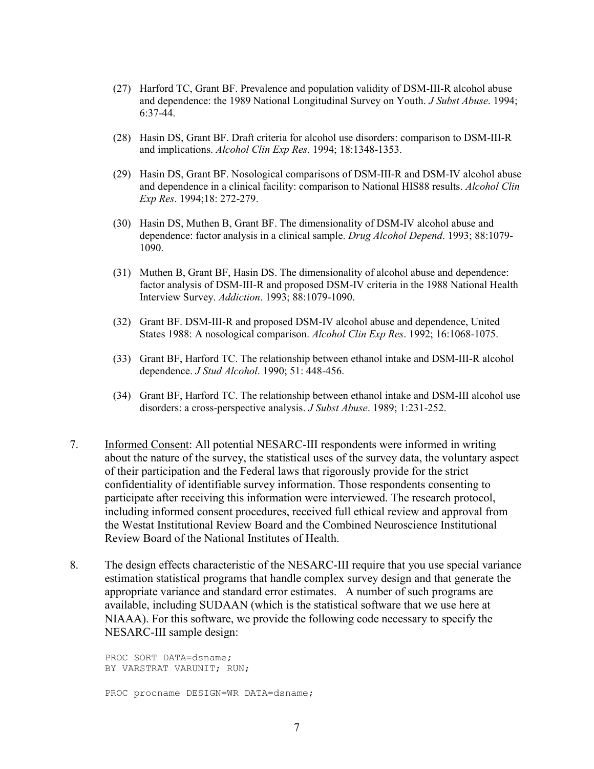(27) Harford TC, Grant BF. Prevalence and population validity of DSM-III-R alcohol abuse and dependence: the 1989 National Longitudinal Survey on Youth. *J Subst Abuse*. 1994; 6:37-44.

(28) Hasin DS, Grant BF. Draft criteria for alcohol use disorders: comparison to DSM-III-R and implications. *Alcohol Clin Exp Res*. 1994; 18:1348-1353.

(29) Hasin DS, Grant BF. Nosological comparisons of DSM-III-R and DSM-IV alcohol abuse and dependence in a clinical facility: comparison to National HIS88 results. *Alcohol Clin Exp Res*. 1994;18: 272-279.

(30) Hasin DS, Muthen B, Grant BF. The dimensionality of DSM-IV alcohol abuse and dependence: factor analysis in a clinical sample. *Drug Alcohol Depend*. 1993; 88:1079-1090.

(31) Muthen B, Grant BF, Hasin DS. The dimensionality of alcohol abuse and dependence: factor analysis of DSM-III-R and proposed DSM-IV criteria in the 1988 National Health Interview Survey. *Addiction*. 1993; 88:1079-1090.

(32) Grant BF. DSM-III-R and proposed DSM-IV alcohol abuse and dependence, United States 1988: A nosological comparison. *Alcohol Clin Exp Res*. 1992; 16:1068-1075.

(33) Grant BF, Harford TC. The relationship between ethanol intake and DSM-III-R alcohol dependence. *J Stud Alcohol*. 1990; 51: 448-456.

(34) Grant BF, Harford TC. The relationship between ethanol intake and DSM-III alcohol use disorders: a cross-perspective analysis. *J Subst Abuse*. 1989; 1:231-252.

7. Informed Consent: All potential NESARC-III respondents were informed in writing about the nature of the survey, the statistical uses of the survey data, the voluntary aspect of their participation and the Federal laws that rigorously provide for the strict confidentiality of identifiable survey information. Those respondents consenting to participate after receiving this information were interviewed. The research protocol, including informed consent procedures, received full ethical review and approval from the Westat Institutional Review Board and the Combined Neuroscience Institutional Review Board of the National Institutes of Health.

8. The design effects characteristic of the NESARC-III require that you use special variance estimation statistical programs that handle complex survey design and that generate the appropriate variance and standard error estimates. A number of such programs are available, including SUDAAN (which is the statistical software that we use here at NIAAA). For this software, we provide the following code necessary to specify the NESARC-III sample design:

```
PROC SORT DATA=dsname;
BY VARSTRAT VARUNIT; RUN;

PROC procname DESIGN=WR DATA=dsname;
```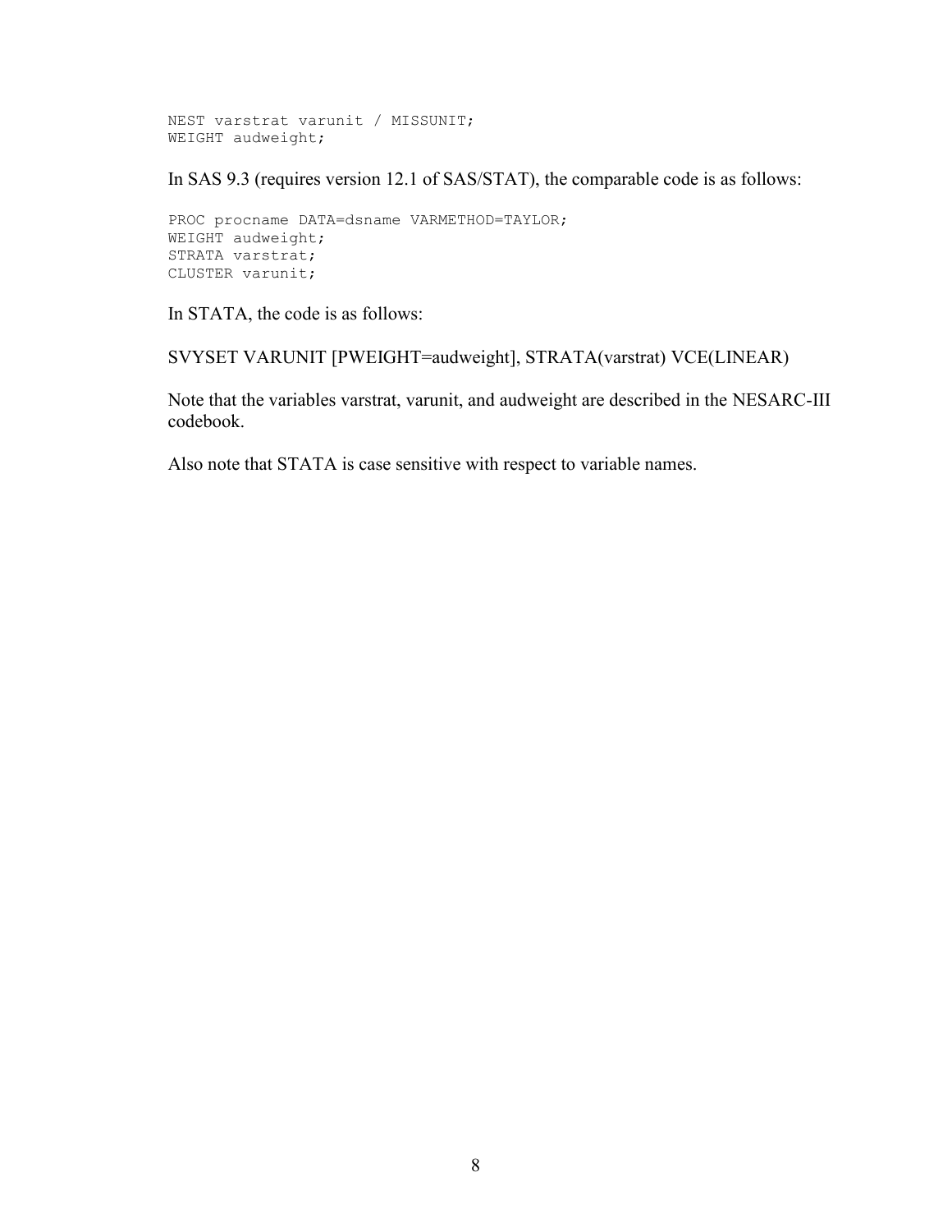```
NEST varstrat varunit / MISSUNIT;
WEIGHT audweight;
```

In SAS 9.3 (requires version 12.1 of SAS/STAT), the comparable code is as follows:

```
PROC procname DATA=dsname VARMETHOD=TAYLOR;
WEIGHT audweight;
STRATA varstrat;
CLUSTER varunit;
```

In STATA, the code is as follows:

SVYSET VARUNIT [PWEIGHT=audweight], STRATA(varstrat) VCE(LINEAR)

Note that the variables varstrat, varunit, and audweight are described in the NESARC-III codebook.

Also note that STATA is case sensitive with respect to variable names.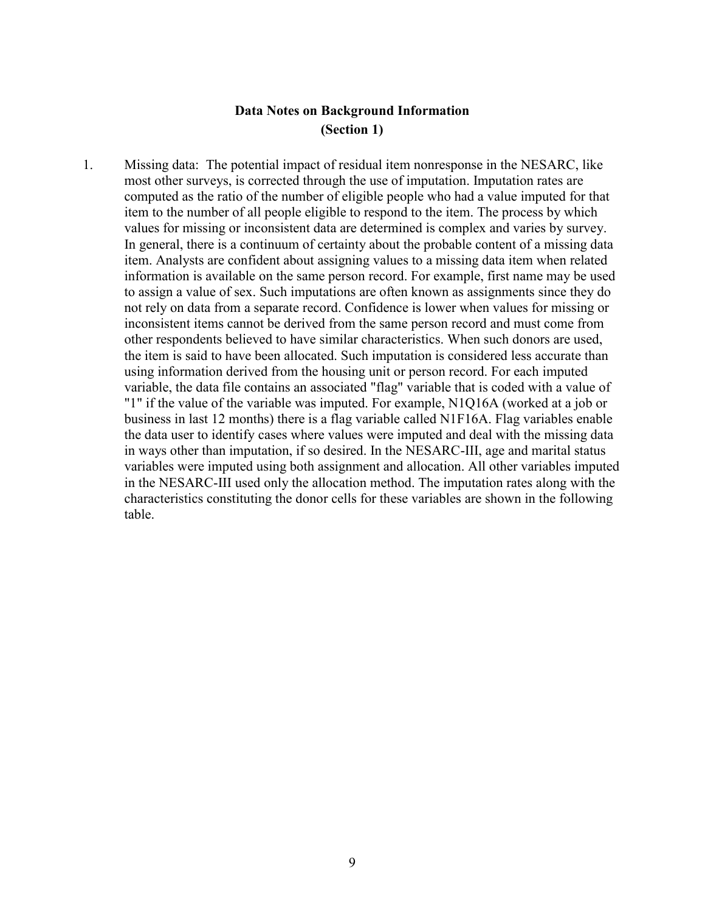## Data Notes on Background Information
## (Section 1)

1. Missing data: The potential impact of residual item nonresponse in the NESARC, like most other surveys, is corrected through the use of imputation. Imputation rates are computed as the ratio of the number of eligible people who had a value imputed for that item to the number of all people eligible to respond to the item. The process by which values for missing or inconsistent data are determined is complex and varies by survey. In general, there is a continuum of certainty about the probable content of a missing data item. Analysts are confident about assigning values to a missing data item when related information is available on the same person record. For example, first name may be used to assign a value of sex. Such imputations are often known as assignments since they do not rely on data from a separate record. Confidence is lower when values for missing or inconsistent items cannot be derived from the same person record and must come from other respondents believed to have similar characteristics. When such donors are used, the item is said to have been allocated. Such imputation is considered less accurate than using information derived from the housing unit or person record. For each imputed variable, the data file contains an associated "flag" variable that is coded with a value of "1" if the value of the variable was imputed. For example, N1Q16A (worked at a job or business in last 12 months) there is a flag variable called N1F16A. Flag variables enable the data user to identify cases where values were imputed and deal with the missing data in ways other than imputation, if so desired. In the NESARC-III, age and marital status variables were imputed using both assignment and allocation. All other variables imputed in the NESARC-III used only the allocation method. The imputation rates along with the characteristics constituting the donor cells for these variables are shown in the following table.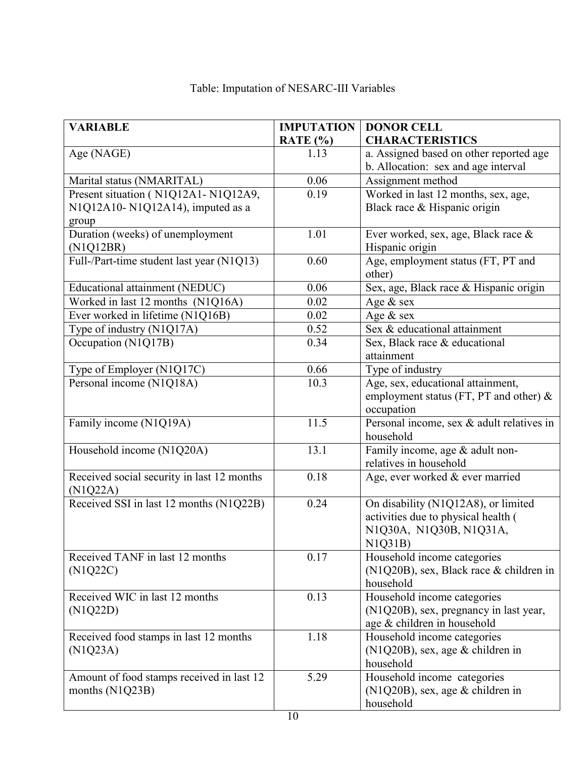Table: Imputation of NESARC-III Variables

| VARIABLE | IMPUTATION RATE (%) | DONOR CELL CHARACTERISTICS |
|---|---|---|
| Age (NAGE) | 1.13 | a. Assigned based on other reported age<br>b. Allocation: sex and age interval |
| Marital status (NMARITAL) | 0.06 | Assignment method |
| Present situation ( N1Q12A1- N1Q12A9, N1Q12A10- N1Q12A14), imputed as a group | 0.19 | Worked in last 12 months, sex, age, Black race & Hispanic origin |
| Duration (weeks) of unemployment (N1Q12BR) | 1.01 | Ever worked, sex, age, Black race & Hispanic origin |
| Full-/Part-time student last year (N1Q13) | 0.60 | Age, employment status (FT, PT and other) |
| Educational attainment (NEDUC) | 0.06 | Sex, age, Black race & Hispanic origin |
| Worked in last 12 months (N1Q16A) | 0.02 | Age & sex |
| Ever worked in lifetime (N1Q16B) | 0.02 | Age & sex |
| Type of industry (N1Q17A) | 0.52 | Sex & educational attainment |
| Occupation (N1Q17B) | 0.34 | Sex, Black race & educational attainment |
| Type of Employer (N1Q17C) | 0.66 | Type of industry |
| Personal income (N1Q18A) | 10.3 | Age, sex, educational attainment, employment status (FT, PT and other) & occupation |
| Family income (N1Q19A) | 11.5 | Personal income, sex & adult relatives in household |
| Household income (N1Q20A) | 13.1 | Family income, age & adult non-relatives in household |
| Received social security in last 12 months (N1Q22A) | 0.18 | Age, ever worked & ever married |
| Received SSI in last 12 months (N1Q22B) | 0.24 | On disability (N1Q12A8), or limited activities due to physical health ( N1Q30A, N1Q30B, N1Q31A, N1Q31B) |
| Received TANF in last 12 months (N1Q22C) | 0.17 | Household income categories (N1Q20B), sex, Black race & children in household |
| Received WIC in last 12 months (N1Q22D) | 0.13 | Household income categories (N1Q20B), sex, pregnancy in last year, age & children in household |
| Received food stamps in last 12 months (N1Q23A) | 1.18 | Household income categories (N1Q20B), sex, age & children in household |
| Amount of food stamps received in last 12 months (N1Q23B) | 5.29 | Household income categories (N1Q20B), sex, age & children in household |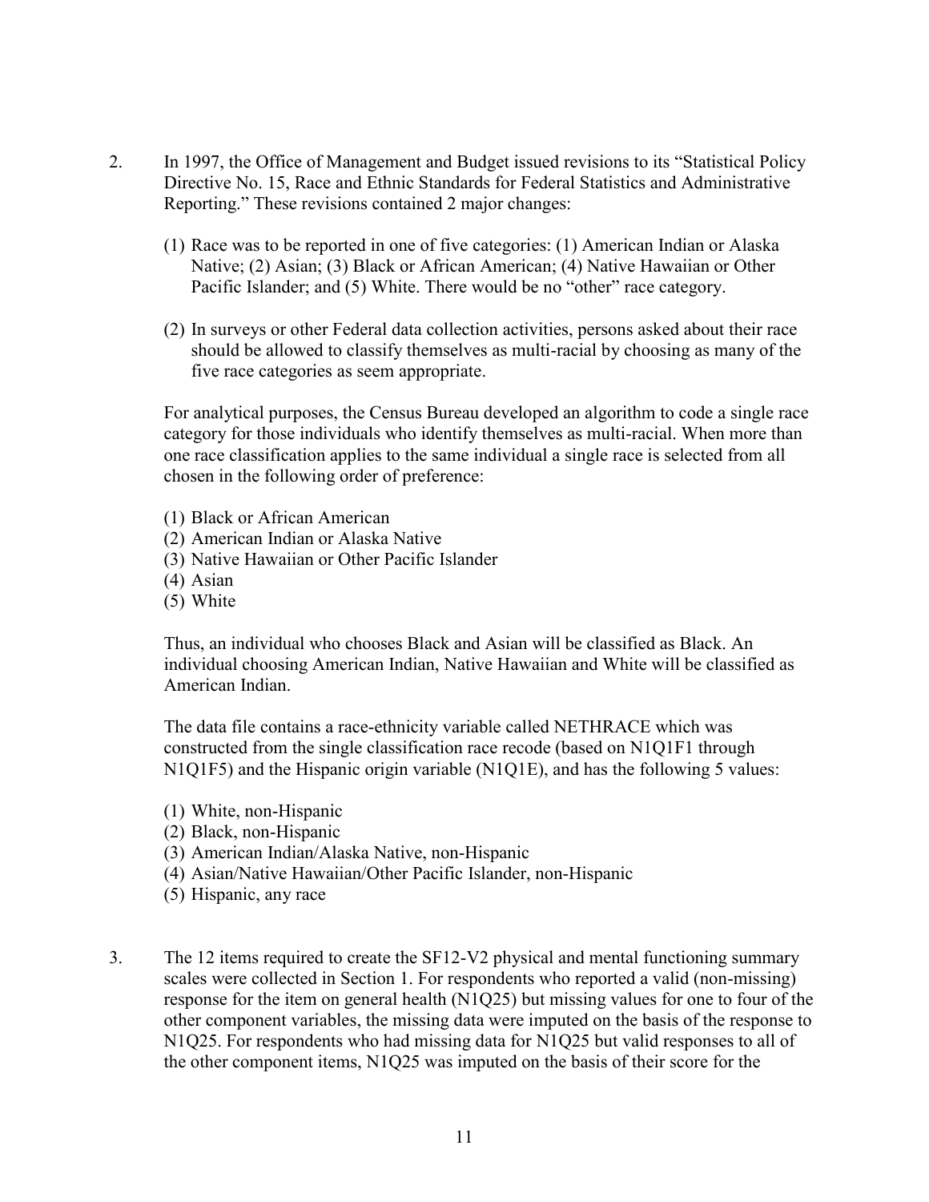2. In 1997, the Office of Management and Budget issued revisions to its "Statistical Policy Directive No. 15, Race and Ethnic Standards for Federal Statistics and Administrative Reporting." These revisions contained 2 major changes:

   (1) Race was to be reported in one of five categories: (1) American Indian or Alaska Native; (2) Asian; (3) Black or African American; (4) Native Hawaiian or Other Pacific Islander; and (5) White. There would be no "other" race category.

   (2) In surveys or other Federal data collection activities, persons asked about their race should be allowed to classify themselves as multi-racial by choosing as many of the five race categories as seem appropriate.

   For analytical purposes, the Census Bureau developed an algorithm to code a single race category for those individuals who identify themselves as multi-racial. When more than one race classification applies to the same individual a single race is selected from all chosen in the following order of preference:

   (1) Black or African American
   (2) American Indian or Alaska Native
   (3) Native Hawaiian or Other Pacific Islander
   (4) Asian
   (5) White

   Thus, an individual who chooses Black and Asian will be classified as Black. An individual choosing American Indian, Native Hawaiian and White will be classified as American Indian.

   The data file contains a race-ethnicity variable called NETHRACE which was constructed from the single classification race recode (based on N1Q1F1 through N1Q1F5) and the Hispanic origin variable (N1Q1E), and has the following 5 values:

   (1) White, non-Hispanic
   (2) Black, non-Hispanic
   (3) American Indian/Alaska Native, non-Hispanic
   (4) Asian/Native Hawaiian/Other Pacific Islander, non-Hispanic
   (5) Hispanic, any race

3. The 12 items required to create the SF12-V2 physical and mental functioning summary scales were collected in Section 1. For respondents who reported a valid (non-missing) response for the item on general health (N1Q25) but missing values for one to four of the other component variables, the missing data were imputed on the basis of the response to N1Q25. For respondents who had missing data for N1Q25 but valid responses to all of the other component items, N1Q25 was imputed on the basis of their score for the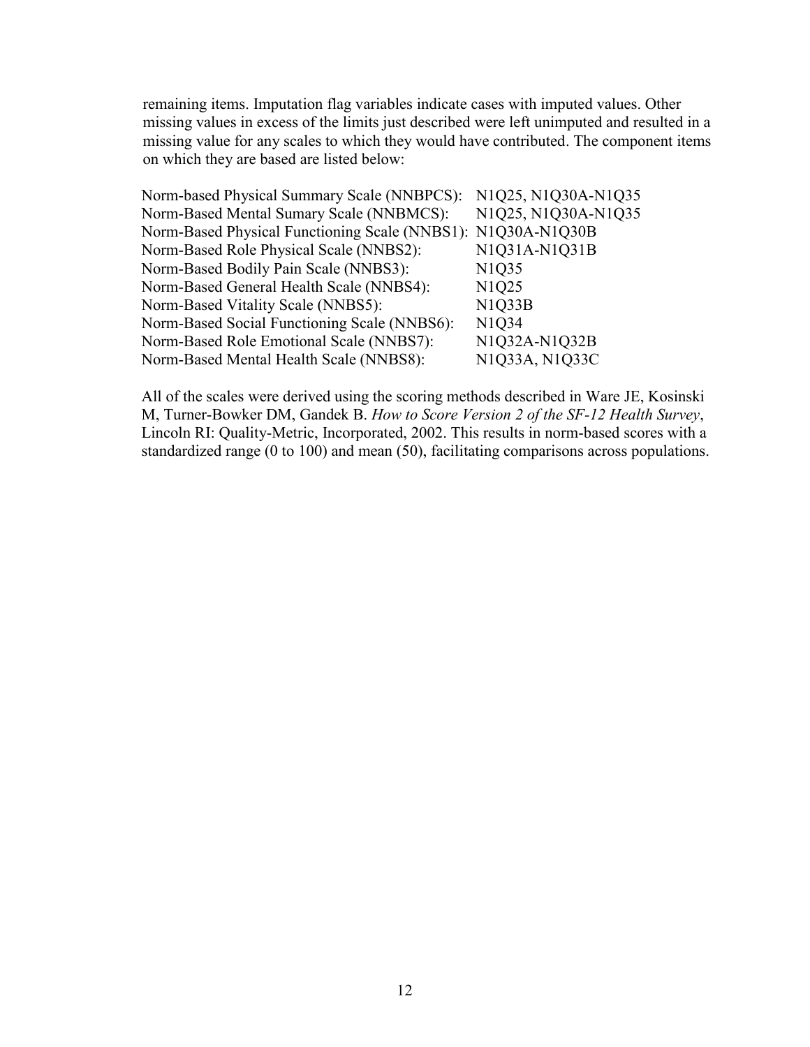remaining items. Imputation flag variables indicate cases with imputed values. Other missing values in excess of the limits just described were left unimputed and resulted in a missing value for any scales to which they would have contributed. The component items on which they are based are listed below:

| | |
|---|---|
| Norm-based Physical Summary Scale (NNBPCS): | N1Q25, N1Q30A-N1Q35 |
| Norm-Based Mental Sumary Scale (NNBMCS): | N1Q25, N1Q30A-N1Q35 |
| Norm-Based Physical Functioning Scale (NNBS1): | N1Q30A-N1Q30B |
| Norm-Based Role Physical Scale (NNBS2): | N1Q31A-N1Q31B |
| Norm-Based Bodily Pain Scale (NNBS3): | N1Q35 |
| Norm-Based General Health Scale (NNBS4): | N1Q25 |
| Norm-Based Vitality Scale (NNBS5): | N1Q33B |
| Norm-Based Social Functioning Scale (NNBS6): | N1Q34 |
| Norm-Based Role Emotional Scale (NNBS7): | N1Q32A-N1Q32B |
| Norm-Based Mental Health Scale (NNBS8): | N1Q33A, N1Q33C |

All of the scales were derived using the scoring methods described in Ware JE, Kosinski M, Turner-Bowker DM, Gandek B. *How to Score Version 2 of the SF-12 Health Survey*, Lincoln RI: Quality-Metric, Incorporated, 2002. This results in norm-based scores with a standardized range (0 to 100) and mean (50), facilitating comparisons across populations.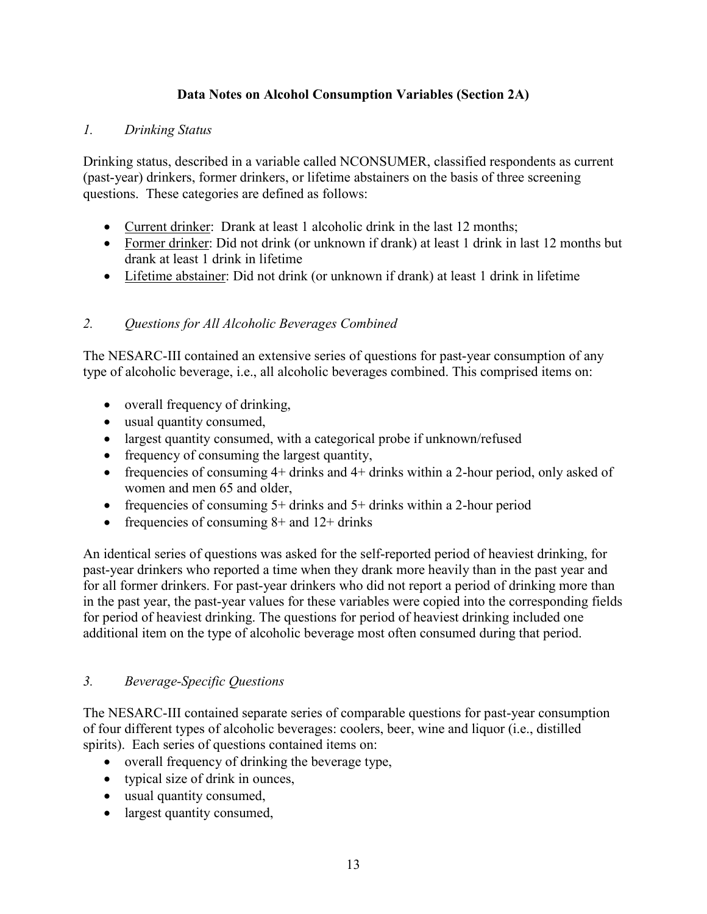# Data Notes on Alcohol Consumption Variables (Section 2A)

## *1. Drinking Status*

Drinking status, described in a variable called NCONSUMER, classified respondents as current (past-year) drinkers, former drinkers, or lifetime abstainers on the basis of three screening questions. These categories are defined as follows:

- Current drinker: Drank at least 1 alcoholic drink in the last 12 months;
- Former drinker: Did not drink (or unknown if drank) at least 1 drink in last 12 months but drank at least 1 drink in lifetime
- Lifetime abstainer: Did not drink (or unknown if drank) at least 1 drink in lifetime

## *2. Questions for All Alcoholic Beverages Combined*

The NESARC-III contained an extensive series of questions for past-year consumption of any type of alcoholic beverage, i.e., all alcoholic beverages combined. This comprised items on:

- overall frequency of drinking,
- usual quantity consumed,
- largest quantity consumed, with a categorical probe if unknown/refused
- frequency of consuming the largest quantity,
- frequencies of consuming 4+ drinks and 4+ drinks within a 2-hour period, only asked of women and men 65 and older,
- frequencies of consuming 5+ drinks and 5+ drinks within a 2-hour period
- frequencies of consuming 8+ and 12+ drinks

An identical series of questions was asked for the self-reported period of heaviest drinking, for past-year drinkers who reported a time when they drank more heavily than in the past year and for all former drinkers. For past-year drinkers who did not report a period of drinking more than in the past year, the past-year values for these variables were copied into the corresponding fields for period of heaviest drinking. The questions for period of heaviest drinking included one additional item on the type of alcoholic beverage most often consumed during that period.

## *3. Beverage-Specific Questions*

The NESARC-III contained separate series of comparable questions for past-year consumption of four different types of alcoholic beverages: coolers, beer, wine and liquor (i.e., distilled spirits). Each series of questions contained items on:

- overall frequency of drinking the beverage type,
- typical size of drink in ounces,
- usual quantity consumed,
- largest quantity consumed,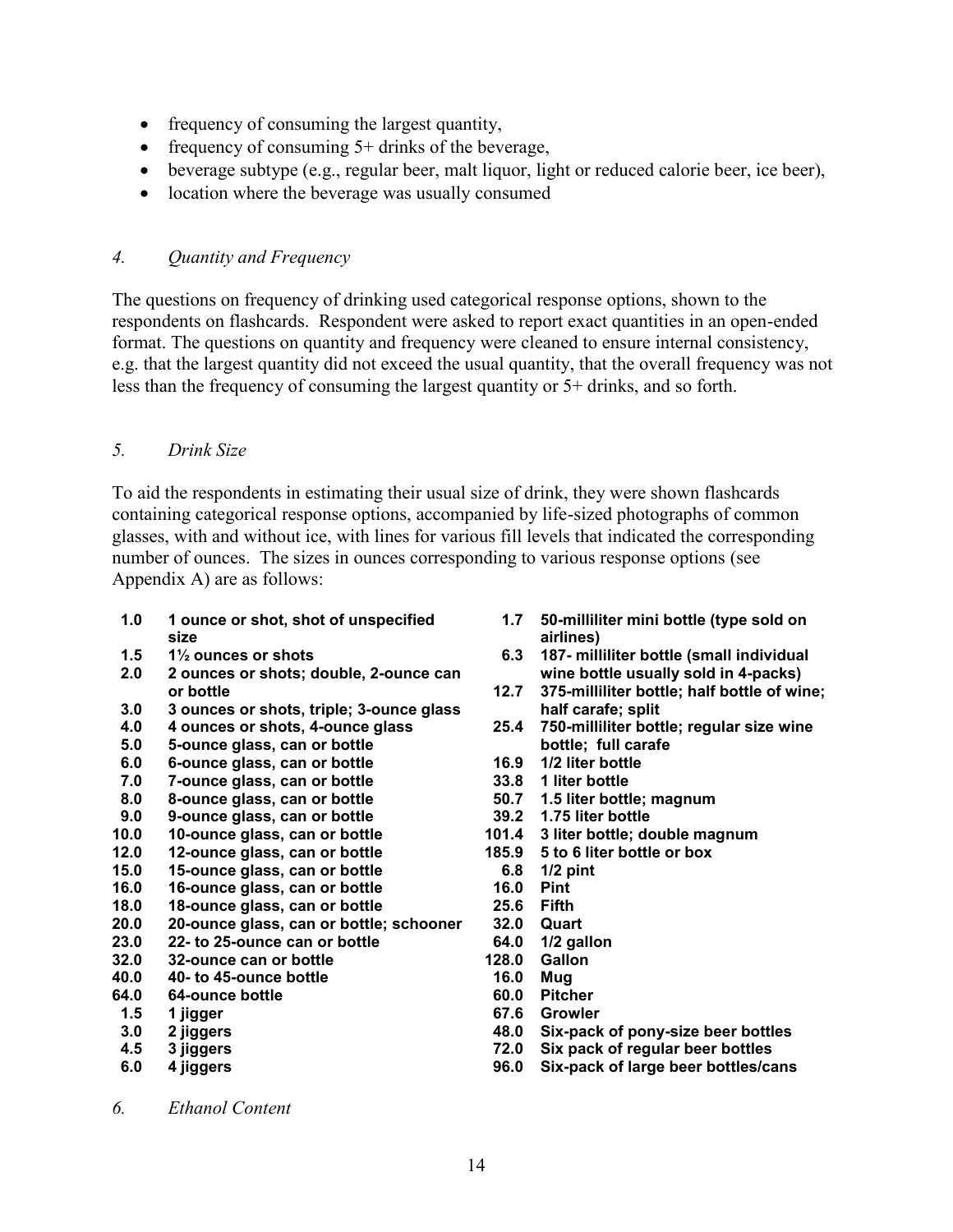- frequency of consuming the largest quantity,
- frequency of consuming 5+ drinks of the beverage,
- beverage subtype (e.g., regular beer, malt liquor, light or reduced calorie beer, ice beer),
- location where the beverage was usually consumed

### *4. Quantity and Frequency*

The questions on frequency of drinking used categorical response options, shown to the respondents on flashcards. Respondent were asked to report exact quantities in an open-ended format. The questions on quantity and frequency were cleaned to ensure internal consistency, e.g. that the largest quantity did not exceed the usual quantity, that the overall frequency was not less than the frequency of consuming the largest quantity or 5+ drinks, and so forth.

### *5. Drink Size*

To aid the respondents in estimating their usual size of drink, they were shown flashcards containing categorical response options, accompanied by life-sized photographs of common glasses, with and without ice, with lines for various fill levels that indicated the corresponding number of ounces. The sizes in ounces corresponding to various response options (see Appendix A) are as follows:

| | |
|---|---|
| **1.0** | **1 ounce or shot, shot of unspecified size** |
| **1.5** | **1½ ounces or shots** |
| **2.0** | **2 ounces or shots; double, 2-ounce can or bottle** |
| **3.0** | **3 ounces or shots, triple; 3-ounce glass** |
| **4.0** | **4 ounces or shots, 4-ounce glass** |
| **5.0** | **5-ounce glass, can or bottle** |
| **6.0** | **6-ounce glass, can or bottle** |
| **7.0** | **7-ounce glass, can or bottle** |
| **8.0** | **8-ounce glass, can or bottle** |
| **9.0** | **9-ounce glass, can or bottle** |
| **10.0** | **10-ounce glass, can or bottle** |
| **12.0** | **12-ounce glass, can or bottle** |
| **15.0** | **15-ounce glass, can or bottle** |
| **16.0** | **16-ounce glass, can or bottle** |
| **18.0** | **18-ounce glass, can or bottle** |
| **20.0** | **20-ounce glass, can or bottle; schooner** |
| **23.0** | **22- to 25-ounce can or bottle** |
| **32.0** | **32-ounce can or bottle** |
| **40.0** | **40- to 45-ounce bottle** |
| **64.0** | **64-ounce bottle** |
| **1.5** | **1 jigger** |
| **3.0** | **2 jiggers** |
| **4.5** | **3 jiggers** |
| **6.0** | **4 jiggers** |
| **1.7** | **50-milliliter mini bottle (type sold on airlines)** |
| **6.3** | **187- milliliter bottle (small individual wine bottle usually sold in 4-packs)** |
| **12.7** | **375-milliliter bottle; half bottle of wine; half carafe; split** |
| **25.4** | **750-milliliter bottle; regular size wine bottle; full carafe** |
| **16.9** | **1/2 liter bottle** |
| **33.8** | **1 liter bottle** |
| **50.7** | **1.5 liter bottle; magnum** |
| **39.2** | **1.75 liter bottle** |
| **101.4** | **3 liter bottle; double magnum** |
| **185.9** | **5 to 6 liter bottle or box** |
| **6.8** | **1/2 pint** |
| **16.0** | **Pint** |
| **25.6** | **Fifth** |
| **32.0** | **Quart** |
| **64.0** | **1/2 gallon** |
| **128.0** | **Gallon** |
| **16.0** | **Mug** |
| **60.0** | **Pitcher** |
| **67.6** | **Growler** |
| **48.0** | **Six-pack of pony-size beer bottles** |
| **72.0** | **Six pack of regular beer bottles** |
| **96.0** | **Six-pack of large beer bottles/cans** |

### *6. Ethanol Content*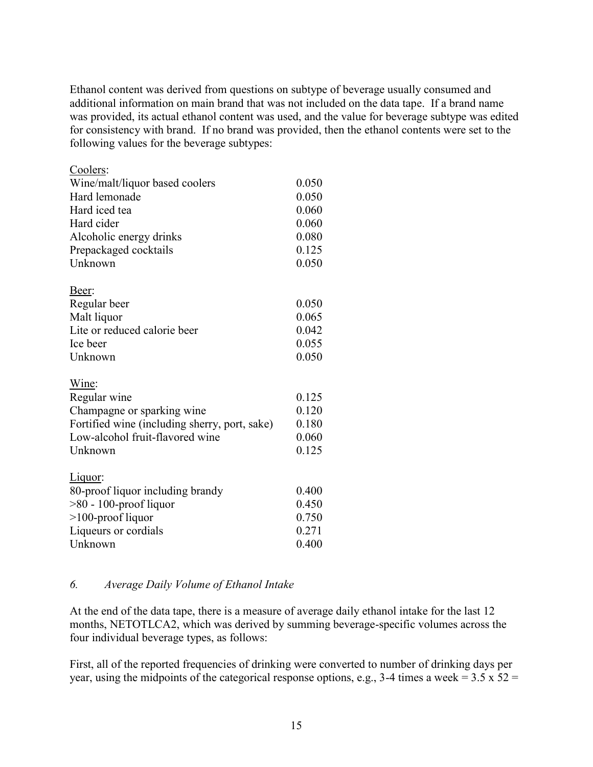Ethanol content was derived from questions on subtype of beverage usually consumed and additional information on main brand that was not included on the data tape. If a brand name was provided, its actual ethanol content was used, and the value for beverage subtype was edited for consistency with brand. If no brand was provided, then the ethanol contents were set to the following values for the beverage subtypes:

| | |
|---|---|
| <u>Coolers</u>: | |
| Wine/malt/liquor based coolers | 0.050 |
| Hard lemonade | 0.050 |
| Hard iced tea | 0.060 |
| Hard cider | 0.060 |
| Alcoholic energy drinks | 0.080 |
| Prepackaged cocktails | 0.125 |
| Unknown | 0.050 |
| | |
| <u>Beer</u>: | |
| Regular beer | 0.050 |
| Malt liquor | 0.065 |
| Lite or reduced calorie beer | 0.042 |
| Ice beer | 0.055 |
| Unknown | 0.050 |
| | |
| <u>Wine</u>: | |
| Regular wine | 0.125 |
| Champagne or sparking wine | 0.120 |
| Fortified wine (including sherry, port, sake) | 0.180 |
| Low-alcohol fruit-flavored wine | 0.060 |
| Unknown | 0.125 |
| | |
| <u>Liquor</u>: | |
| 80-proof liquor including brandy | 0.400 |
| >80 - 100-proof liquor | 0.450 |
| >100-proof liquor | 0.750 |
| Liqueurs or cordials | 0.271 |
| Unknown | 0.400 |

### *6. Average Daily Volume of Ethanol Intake*

At the end of the data tape, there is a measure of average daily ethanol intake for the last 12 months, NETOTLCA2, which was derived by summing beverage-specific volumes across the four individual beverage types, as follows:

First, all of the reported frequencies of drinking were converted to number of drinking days per year, using the midpoints of the categorical response options, e.g., 3-4 times a week = 3.5 x 52 =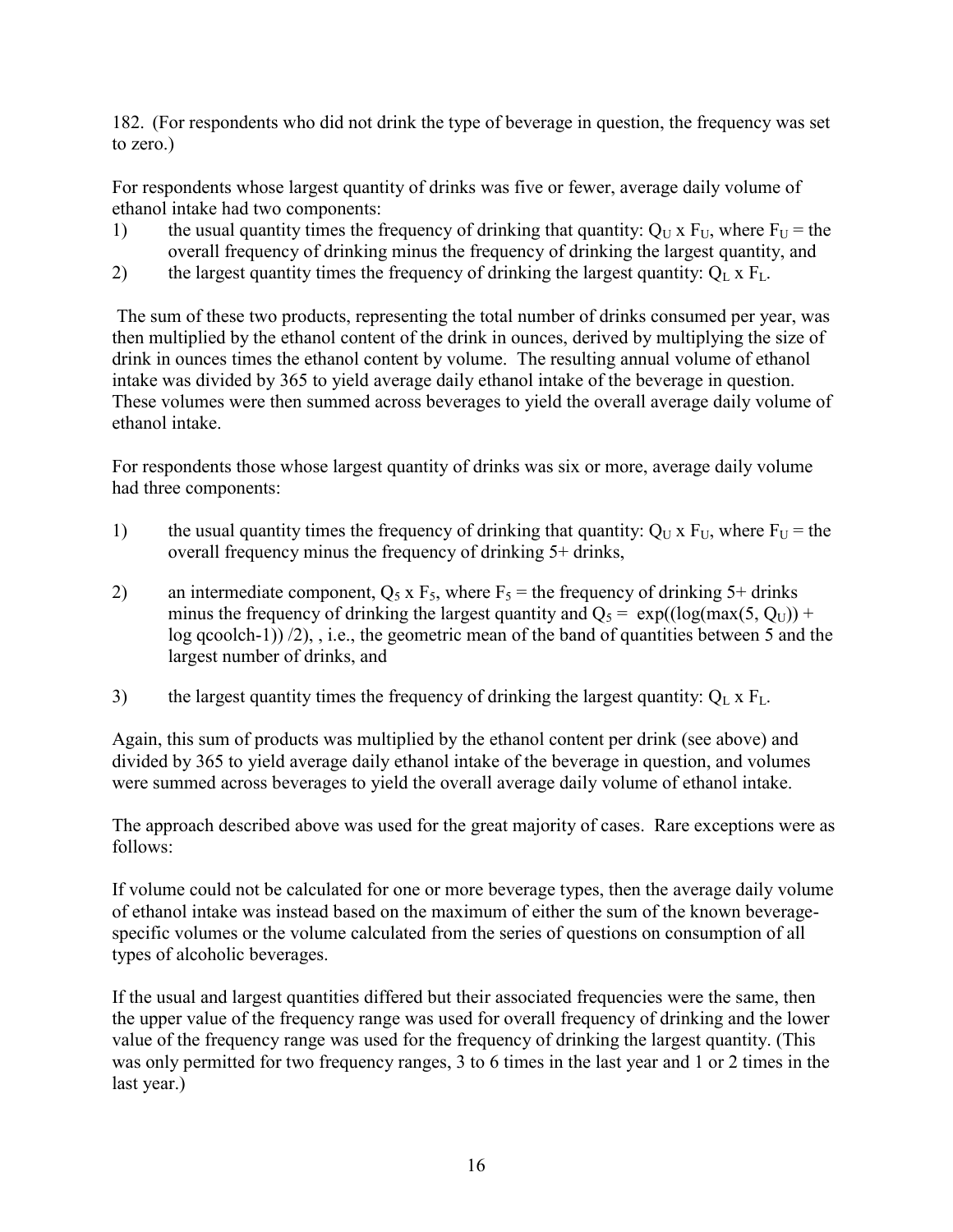182. (For respondents who did not drink the type of beverage in question, the frequency was set to zero.)

For respondents whose largest quantity of drinks was five or fewer, average daily volume of ethanol intake had two components:

1) the usual quantity times the frequency of drinking that quantity: $Q_U$ x $F_U$, where $F_U$ = the overall frequency of drinking minus the frequency of drinking the largest quantity, and
2) the largest quantity times the frequency of drinking the largest quantity: $Q_L$ x $F_L$.

The sum of these two products, representing the total number of drinks consumed per year, was then multiplied by the ethanol content of the drink in ounces, derived by multiplying the size of drink in ounces times the ethanol content by volume. The resulting annual volume of ethanol intake was divided by 365 to yield average daily ethanol intake of the beverage in question. These volumes were then summed across beverages to yield the overall average daily volume of ethanol intake.

For respondents those whose largest quantity of drinks was six or more, average daily volume had three components:

1) the usual quantity times the frequency of drinking that quantity: $Q_U$ x $F_U$, where $F_U$ = the overall frequency minus the frequency of drinking 5+ drinks,

2) an intermediate component, $Q_5$ x $F_5$, where $F_5$ = the frequency of drinking 5+ drinks minus the frequency of drinking the largest quantity and $Q_5 = \exp((\log(\max(5, Q_U)) + \log \text{qcoolch-1})) /2)$, , i.e., the geometric mean of the band of quantities between 5 and the largest number of drinks, and

3) the largest quantity times the frequency of drinking the largest quantity: $Q_L$ x $F_L$.

Again, this sum of products was multiplied by the ethanol content per drink (see above) and divided by 365 to yield average daily ethanol intake of the beverage in question, and volumes were summed across beverages to yield the overall average daily volume of ethanol intake.

The approach described above was used for the great majority of cases. Rare exceptions were as follows:

If volume could not be calculated for one or more beverage types, then the average daily volume of ethanol intake was instead based on the maximum of either the sum of the known beverage-specific volumes or the volume calculated from the series of questions on consumption of all types of alcoholic beverages.

If the usual and largest quantities differed but their associated frequencies were the same, then the upper value of the frequency range was used for overall frequency of drinking and the lower value of the frequency range was used for the frequency of drinking the largest quantity. (This was only permitted for two frequency ranges, 3 to 6 times in the last year and 1 or 2 times in the last year.)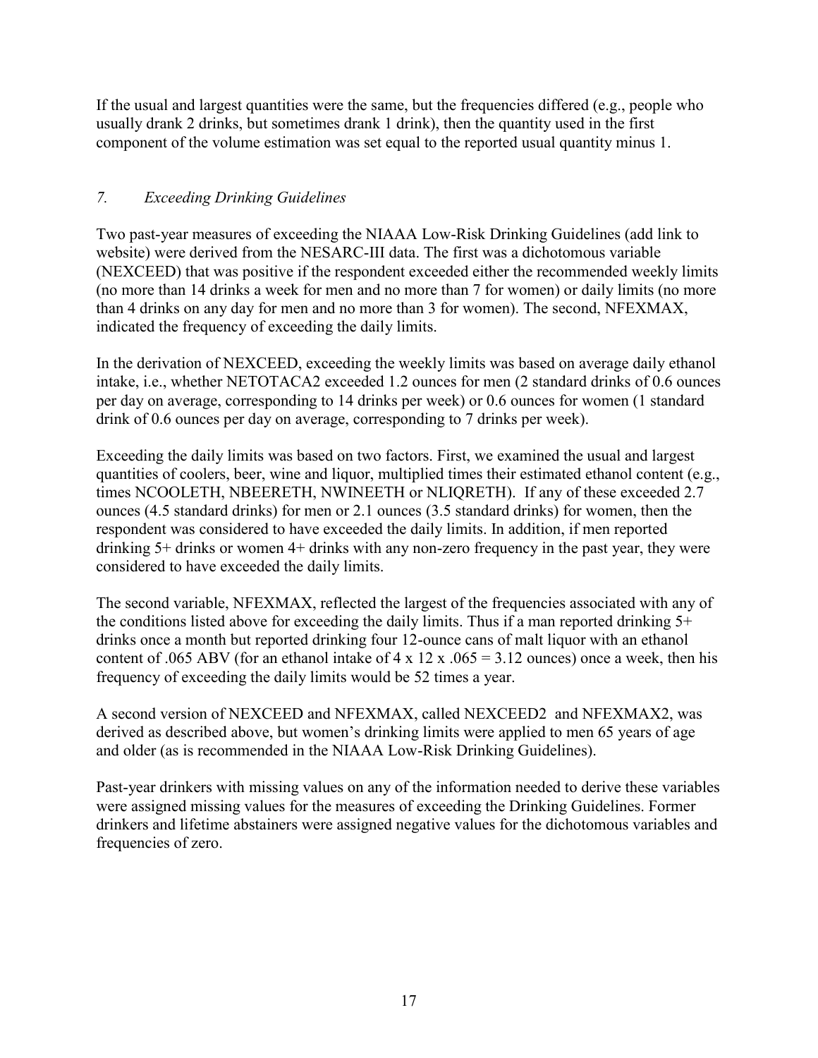If the usual and largest quantities were the same, but the frequencies differed (e.g., people who usually drank 2 drinks, but sometimes drank 1 drink), then the quantity used in the first component of the volume estimation was set equal to the reported usual quantity minus 1.

### *7. Exceeding Drinking Guidelines*

Two past-year measures of exceeding the NIAAA Low-Risk Drinking Guidelines (add link to website) were derived from the NESARC-III data. The first was a dichotomous variable (NEXCEED) that was positive if the respondent exceeded either the recommended weekly limits (no more than 14 drinks a week for men and no more than 7 for women) or daily limits (no more than 4 drinks on any day for men and no more than 3 for women). The second, NFEXMAX, indicated the frequency of exceeding the daily limits.

In the derivation of NEXCEED, exceeding the weekly limits was based on average daily ethanol intake, i.e., whether NETOTACA2 exceeded 1.2 ounces for men (2 standard drinks of 0.6 ounces per day on average, corresponding to 14 drinks per week) or 0.6 ounces for women (1 standard drink of 0.6 ounces per day on average, corresponding to 7 drinks per week).

Exceeding the daily limits was based on two factors. First, we examined the usual and largest quantities of coolers, beer, wine and liquor, multiplied times their estimated ethanol content (e.g., times NCOOLETH, NBEERETH, NWINEETH or NLIQRETH). If any of these exceeded 2.7 ounces (4.5 standard drinks) for men or 2.1 ounces (3.5 standard drinks) for women, then the respondent was considered to have exceeded the daily limits. In addition, if men reported drinking 5+ drinks or women 4+ drinks with any non-zero frequency in the past year, they were considered to have exceeded the daily limits.

The second variable, NFEXMAX, reflected the largest of the frequencies associated with any of the conditions listed above for exceeding the daily limits. Thus if a man reported drinking 5+ drinks once a month but reported drinking four 12-ounce cans of malt liquor with an ethanol content of .065 ABV (for an ethanol intake of $4 \times 12 \times .065 = 3.12$ ounces) once a week, then his frequency of exceeding the daily limits would be 52 times a year.

A second version of NEXCEED and NFEXMAX, called NEXCEED2 and NFEXMAX2, was derived as described above, but women's drinking limits were applied to men 65 years of age and older (as is recommended in the NIAAA Low-Risk Drinking Guidelines).

Past-year drinkers with missing values on any of the information needed to derive these variables were assigned missing values for the measures of exceeding the Drinking Guidelines. Former drinkers and lifetime abstainers were assigned negative values for the dichotomous variables and frequencies of zero.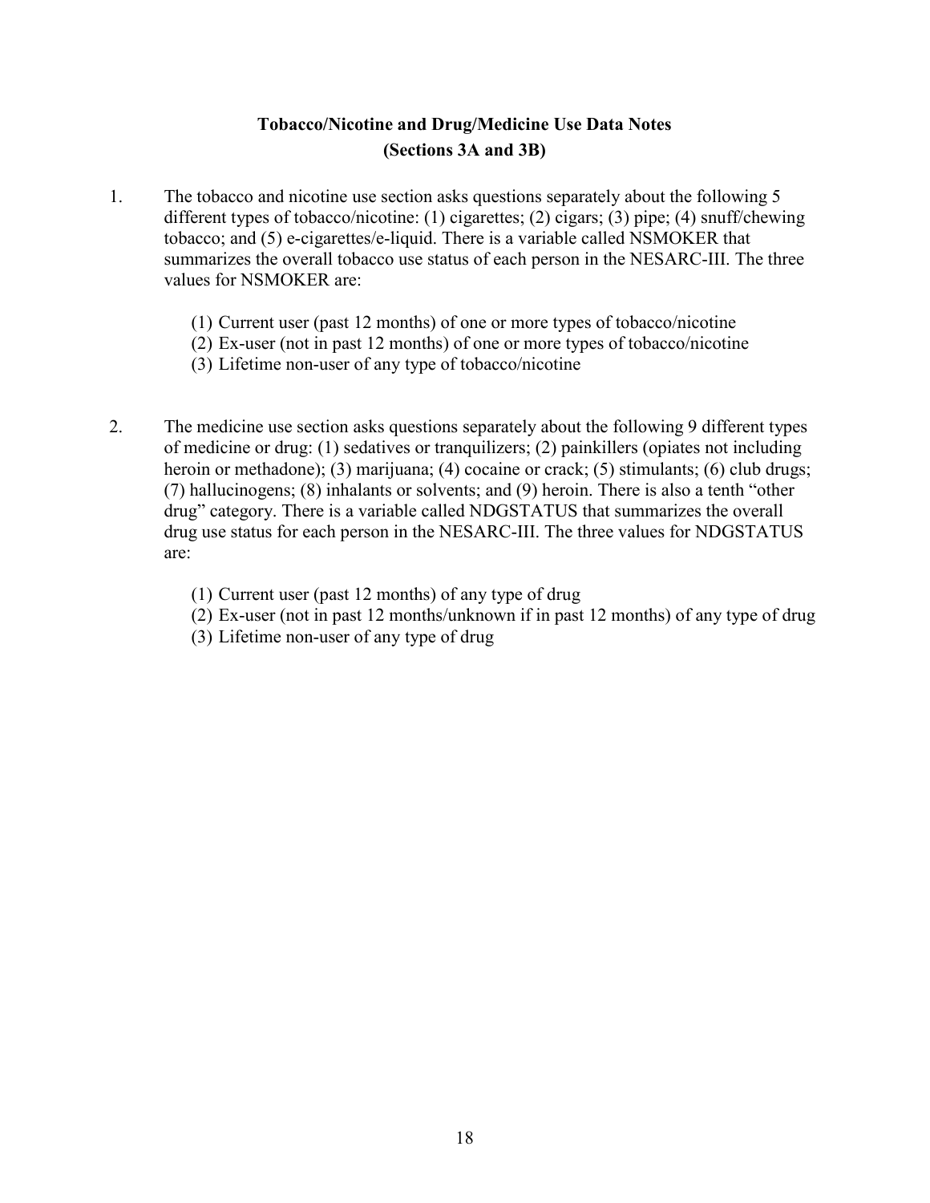## Tobacco/Nicotine and Drug/Medicine Use Data Notes (Sections 3A and 3B)

1. The tobacco and nicotine use section asks questions separately about the following 5 different types of tobacco/nicotine: (1) cigarettes; (2) cigars; (3) pipe; (4) snuff/chewing tobacco; and (5) e-cigarettes/e-liquid. There is a variable called NSMOKER that summarizes the overall tobacco use status of each person in the NESARC-III. The three values for NSMOKER are:

   (1) Current user (past 12 months) of one or more types of tobacco/nicotine
   (2) Ex-user (not in past 12 months) of one or more types of tobacco/nicotine
   (3) Lifetime non-user of any type of tobacco/nicotine

2. The medicine use section asks questions separately about the following 9 different types of medicine or drug: (1) sedatives or tranquilizers; (2) painkillers (opiates not including heroin or methadone); (3) marijuana; (4) cocaine or crack; (5) stimulants; (6) club drugs; (7) hallucinogens; (8) inhalants or solvents; and (9) heroin. There is also a tenth "other drug" category. There is a variable called NDGSTATUS that summarizes the overall drug use status for each person in the NESARC-III. The three values for NDGSTATUS are:

   (1) Current user (past 12 months) of any type of drug
   (2) Ex-user (not in past 12 months/unknown if in past 12 months) of any type of drug
   (3) Lifetime non-user of any type of drug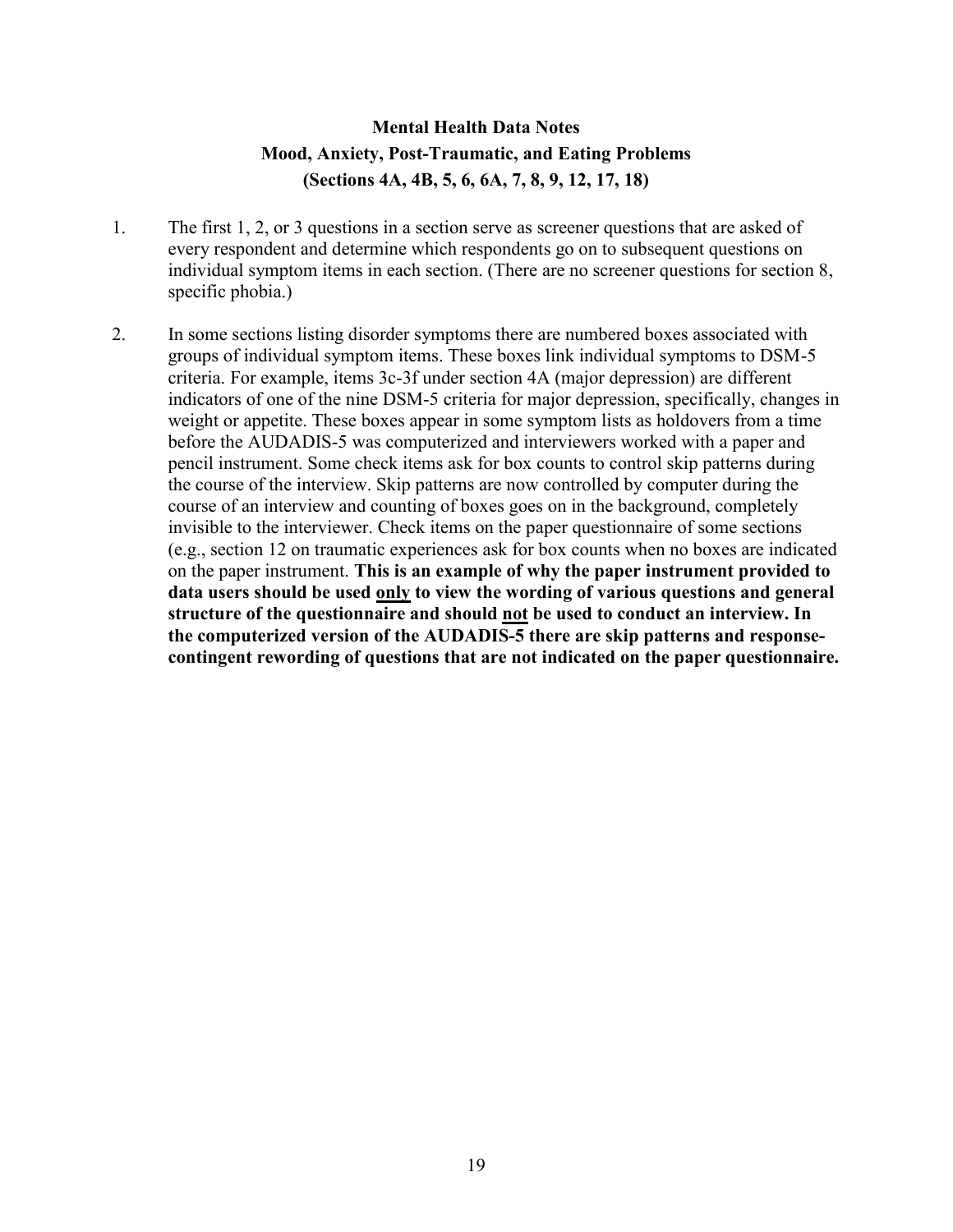## Mental Health Data Notes
## Mood, Anxiety, Post-Traumatic, and Eating Problems
## (Sections 4A, 4B, 5, 6, 6A, 7, 8, 9, 12, 17, 18)

1. The first 1, 2, or 3 questions in a section serve as screener questions that are asked of every respondent and determine which respondents go on to subsequent questions on individual symptom items in each section. (There are no screener questions for section 8, specific phobia.)

2. In some sections listing disorder symptoms there are numbered boxes associated with groups of individual symptom items. These boxes link individual symptoms to DSM-5 criteria. For example, items 3c-3f under section 4A (major depression) are different indicators of one of the nine DSM-5 criteria for major depression, specifically, changes in weight or appetite. These boxes appear in some symptom lists as holdovers from a time before the AUDADIS-5 was computerized and interviewers worked with a paper and pencil instrument. Some check items ask for box counts to control skip patterns during the course of the interview. Skip patterns are now controlled by computer during the course of an interview and counting of boxes goes on in the background, completely invisible to the interviewer. Check items on the paper questionnaire of some sections (e.g., section 12 on traumatic experiences ask for box counts when no boxes are indicated on the paper instrument. **This is an example of why the paper instrument provided to data users should be used <u>only</u> to view the wording of various questions and general structure of the questionnaire and should <u>not</u> be used to conduct an interview. In the computerized version of the AUDADIS-5 there are skip patterns and response-contingent rewording of questions that are not indicated on the paper questionnaire.**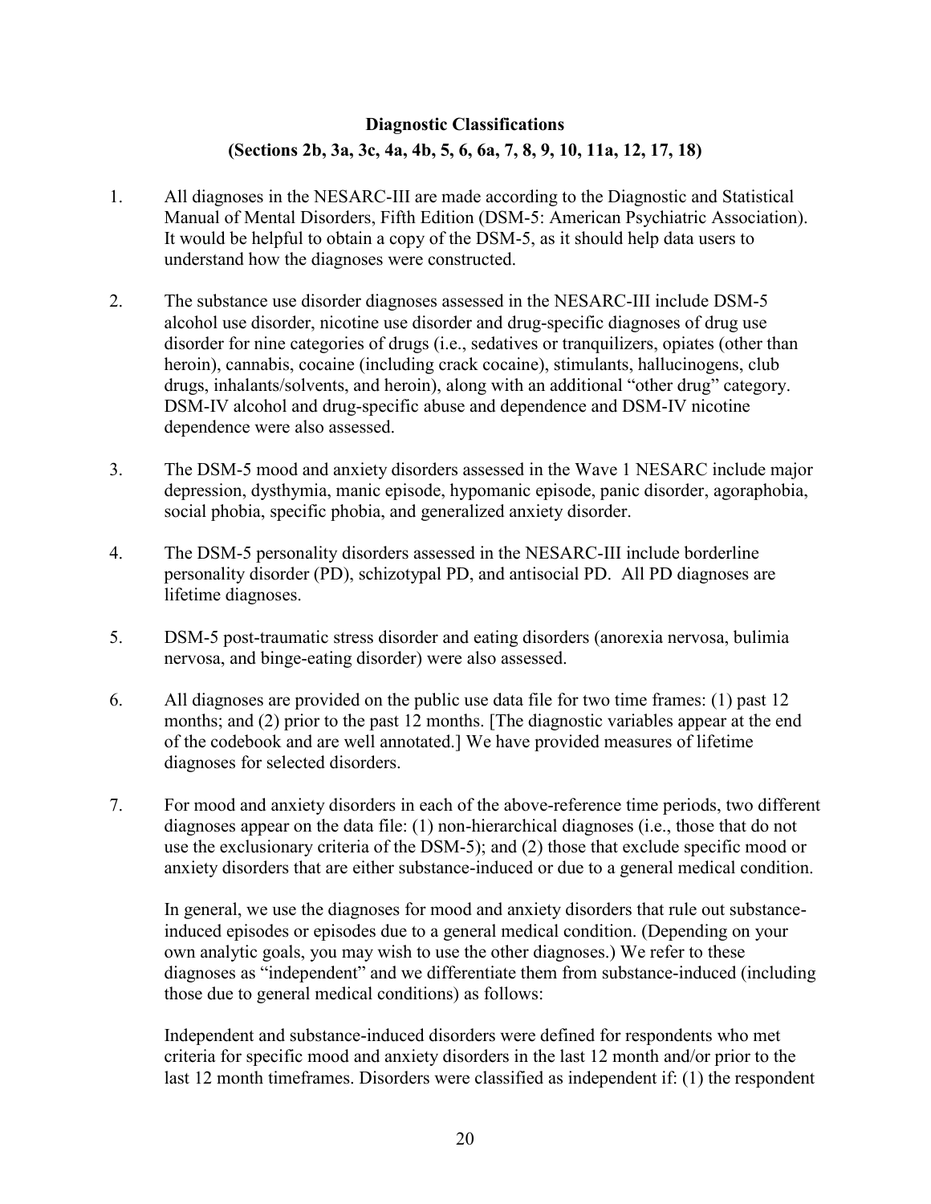# Diagnostic Classifications

## (Sections 2b, 3a, 3c, 4a, 4b, 5, 6, 6a, 7, 8, 9, 10, 11a, 12, 17, 18)

1. All diagnoses in the NESARC-III are made according to the Diagnostic and Statistical Manual of Mental Disorders, Fifth Edition (DSM-5: American Psychiatric Association). It would be helpful to obtain a copy of the DSM-5, as it should help data users to understand how the diagnoses were constructed.

2. The substance use disorder diagnoses assessed in the NESARC-III include DSM-5 alcohol use disorder, nicotine use disorder and drug-specific diagnoses of drug use disorder for nine categories of drugs (i.e., sedatives or tranquilizers, opiates (other than heroin), cannabis, cocaine (including crack cocaine), stimulants, hallucinogens, club drugs, inhalants/solvents, and heroin), along with an additional "other drug" category. DSM-IV alcohol and drug-specific abuse and dependence and DSM-IV nicotine dependence were also assessed.

3. The DSM-5 mood and anxiety disorders assessed in the Wave 1 NESARC include major depression, dysthymia, manic episode, hypomanic episode, panic disorder, agoraphobia, social phobia, specific phobia, and generalized anxiety disorder.

4. The DSM-5 personality disorders assessed in the NESARC-III include borderline personality disorder (PD), schizotypal PD, and antisocial PD. All PD diagnoses are lifetime diagnoses.

5. DSM-5 post-traumatic stress disorder and eating disorders (anorexia nervosa, bulimia nervosa, and binge-eating disorder) were also assessed.

6. All diagnoses are provided on the public use data file for two time frames: (1) past 12 months; and (2) prior to the past 12 months. [The diagnostic variables appear at the end of the codebook and are well annotated.] We have provided measures of lifetime diagnoses for selected disorders.

7. For mood and anxiety disorders in each of the above-reference time periods, two different diagnoses appear on the data file: (1) non-hierarchical diagnoses (i.e., those that do not use the exclusionary criteria of the DSM-5); and (2) those that exclude specific mood or anxiety disorders that are either substance-induced or due to a general medical condition.

   In general, we use the diagnoses for mood and anxiety disorders that rule out substance-induced episodes or episodes due to a general medical condition. (Depending on your own analytic goals, you may wish to use the other diagnoses.) We refer to these diagnoses as "independent" and we differentiate them from substance-induced (including those due to general medical conditions) as follows:

   Independent and substance-induced disorders were defined for respondents who met criteria for specific mood and anxiety disorders in the last 12 month and/or prior to the last 12 month timeframes. Disorders were classified as independent if: (1) the respondent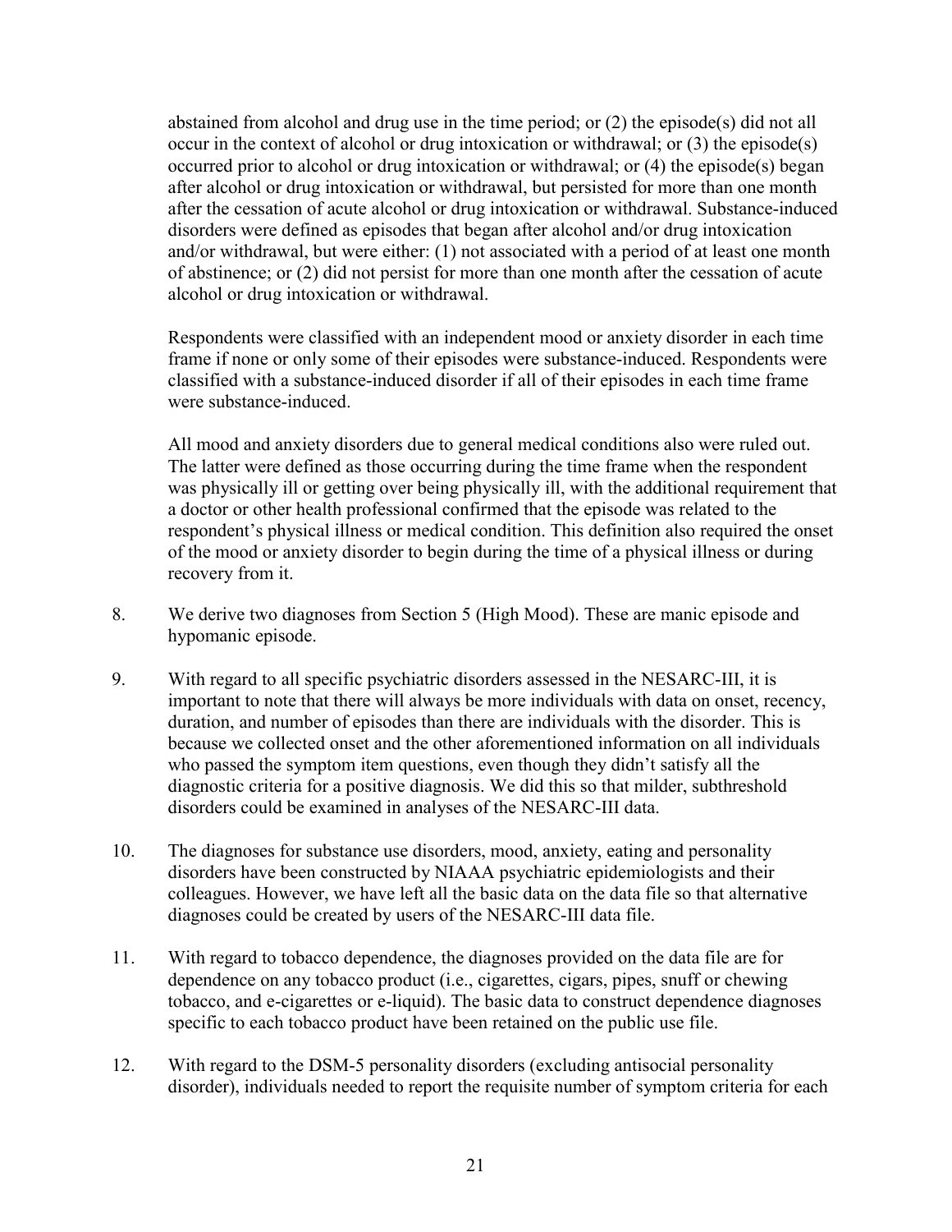abstained from alcohol and drug use in the time period; or (2) the episode(s) did not all occur in the context of alcohol or drug intoxication or withdrawal; or (3) the episode(s) occurred prior to alcohol or drug intoxication or withdrawal; or (4) the episode(s) began after alcohol or drug intoxication or withdrawal, but persisted for more than one month after the cessation of acute alcohol or drug intoxication or withdrawal. Substance-induced disorders were defined as episodes that began after alcohol and/or drug intoxication and/or withdrawal, but were either: (1) not associated with a period of at least one month of abstinence; or (2) did not persist for more than one month after the cessation of acute alcohol or drug intoxication or withdrawal.

Respondents were classified with an independent mood or anxiety disorder in each time frame if none or only some of their episodes were substance-induced. Respondents were classified with a substance-induced disorder if all of their episodes in each time frame were substance-induced.

All mood and anxiety disorders due to general medical conditions also were ruled out. The latter were defined as those occurring during the time frame when the respondent was physically ill or getting over being physically ill, with the additional requirement that a doctor or other health professional confirmed that the episode was related to the respondent's physical illness or medical condition. This definition also required the onset of the mood or anxiety disorder to begin during the time of a physical illness or during recovery from it.

8. We derive two diagnoses from Section 5 (High Mood). These are manic episode and hypomanic episode.

9. With regard to all specific psychiatric disorders assessed in the NESARC-III, it is important to note that there will always be more individuals with data on onset, recency, duration, and number of episodes than there are individuals with the disorder. This is because we collected onset and the other aforementioned information on all individuals who passed the symptom item questions, even though they didn't satisfy all the diagnostic criteria for a positive diagnosis. We did this so that milder, subthreshold disorders could be examined in analyses of the NESARC-III data.

10. The diagnoses for substance use disorders, mood, anxiety, eating and personality disorders have been constructed by NIAAA psychiatric epidemiologists and their colleagues. However, we have left all the basic data on the data file so that alternative diagnoses could be created by users of the NESARC-III data file.

11. With regard to tobacco dependence, the diagnoses provided on the data file are for dependence on any tobacco product (i.e., cigarettes, cigars, pipes, snuff or chewing tobacco, and e-cigarettes or e-liquid). The basic data to construct dependence diagnoses specific to each tobacco product have been retained on the public use file.

12. With regard to the DSM-5 personality disorders (excluding antisocial personality disorder), individuals needed to report the requisite number of symptom criteria for each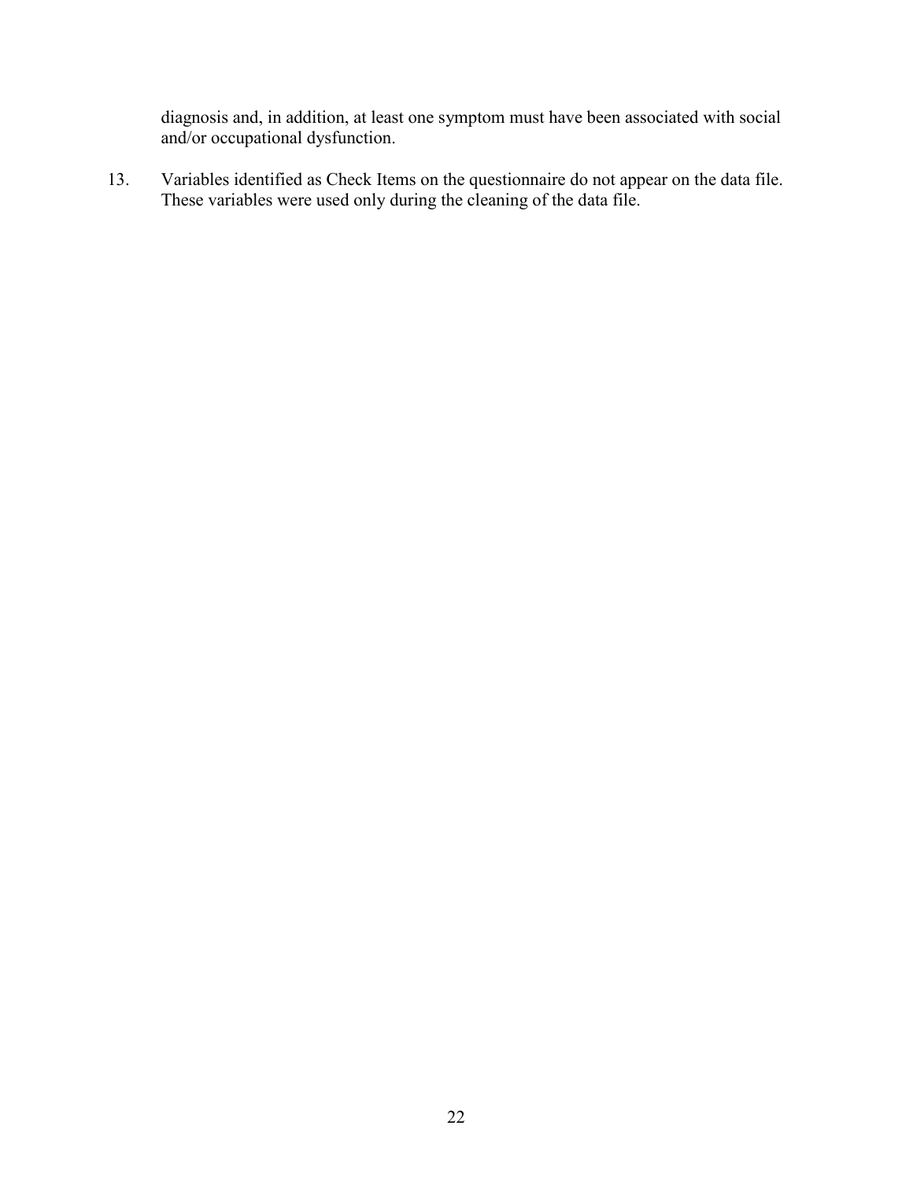diagnosis and, in addition, at least one symptom must have been associated with social and/or occupational dysfunction.

13. Variables identified as Check Items on the questionnaire do not appear on the data file. These variables were used only during the cleaning of the data file.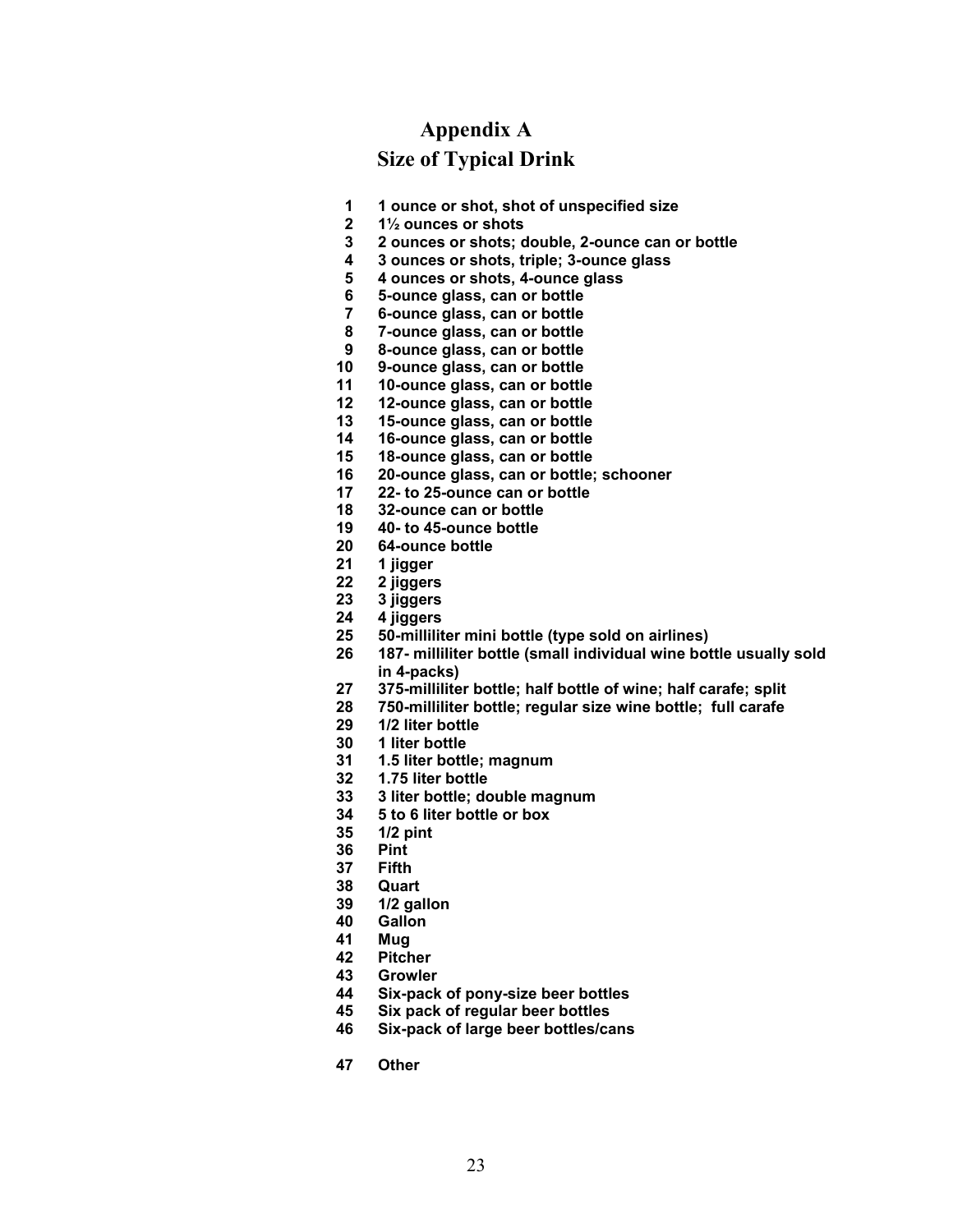# Appendix A

## Size of Typical Drink

1 1 ounce or shot, shot of unspecified size
2 1½ ounces or shots
3 2 ounces or shots; double, 2-ounce can or bottle
4 3 ounces or shots, triple; 3-ounce glass
5 4 ounces or shots, 4-ounce glass
6 5-ounce glass, can or bottle
7 6-ounce glass, can or bottle
8 7-ounce glass, can or bottle
9 8-ounce glass, can or bottle
10 9-ounce glass, can or bottle
11 10-ounce glass, can or bottle
12 12-ounce glass, can or bottle
13 15-ounce glass, can or bottle
14 16-ounce glass, can or bottle
15 18-ounce glass, can or bottle
16 20-ounce glass, can or bottle; schooner
17 22- to 25-ounce can or bottle
18 32-ounce can or bottle
19 40- to 45-ounce bottle
20 64-ounce bottle
21 1 jigger
22 2 jiggers
23 3 jiggers
24 4 jiggers
25 50-milliliter mini bottle (type sold on airlines)
26 187- milliliter bottle (small individual wine bottle usually sold in 4-packs)
27 375-milliliter bottle; half bottle of wine; half carafe; split
28 750-milliliter bottle; regular size wine bottle; full carafe
29 1/2 liter bottle
30 1 liter bottle
31 1.5 liter bottle; magnum
32 1.75 liter bottle
33 3 liter bottle; double magnum
34 5 to 6 liter bottle or box
35 1/2 pint
36 Pint
37 Fifth
38 Quart
39 1/2 gallon
40 Gallon
41 Mug
42 Pitcher
43 Growler
44 Six-pack of pony-size beer bottles
45 Six pack of regular beer bottles
46 Six-pack of large beer bottles/cans

47 Other